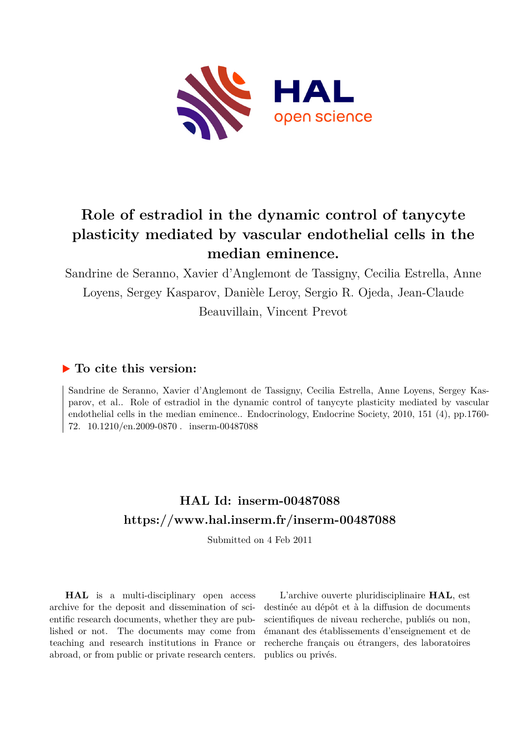# Role of estradiol in the dynamic control of tanycyte plasticity mediated by vascular endothelial cells in the median eminence.

Sandrine de Seranno, Xavier d'Anglemont de Tassigny, Cecilia Estrella, Anne Loyens, Sergey Kasparov, Danièle Leroy, Sergio R. Ojeda, Jean-Claude Beauvillain, Vincent Prevot

## ▶ To cite this version:

Sandrine de Seranno, Xavier d'Anglemont de Tassigny, Cecilia Estrella, Anne Loyens, Sergey Kasparov, et al.. Role of estradiol in the dynamic control of tanycyte plasticity mediated by vascular endothelial cells in the median eminence.. Endocrinology, Endocrine Society, 2010, 151 (4), pp.1760-72. 10.1210/en.2009-0870 . inserm-00487088

## HAL Id: inserm-00487088
## https://www.hal.inserm.fr/inserm-00487088

Submitted on 4 Feb 2011

**HAL** is a multi-disciplinary open access archive for the deposit and dissemination of scientific research documents, whether they are published or not. The documents may come from teaching and research institutions in France or abroad, or from public or private research centers.

L'archive ouverte pluridisciplinaire **HAL**, est destinée au dépôt et à la diffusion de documents scientifiques de niveau recherche, publiés ou non, émanant des établissements d'enseignement et de recherche français ou étrangers, des laboratoires publics ou privés.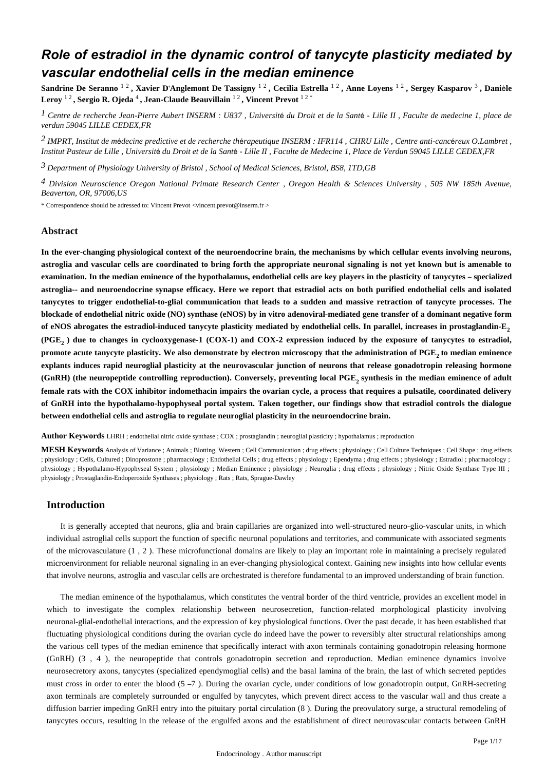# Role of estradiol in the dynamic control of tanycyte plasticity mediated by vascular endothelial cells in the median eminence

**Sandrine De Seranno** [1 2] **, Xavier D'Anglemont De Tassigny** [1 2] **, Cecilia Estrella** [1 2] **, Anne Loyens** [1 2] **, Sergey Kasparov** [3] **, Danièle Leroy** [1 2] **, Sergio R. Ojeda** [4] **, Jean-Claude Beauvillain** [1 2] **, Vincent Prevot** [1 2 *]

[1] *Centre de recherche Jean-Pierre Aubert INSERM : U837 , Université du Droit et de la Santé - Lille II , Faculte de medecine 1, place de verdun 59045 LILLE CEDEX,FR*

[2] *IMPRT, Institut de médecine predictive et de recherche thérapeutique INSERM : IFR114 , CHRU Lille , Centre anti-cancéreux O.Lambret , Institut Pasteur de Lille , Université du Droit et de la Santé - Lille II , Faculte de Medecine 1, Place de Verdun 59045 LILLE CEDEX,FR*

[3] *Department of Physiology University of Bristol , School of Medical Sciences, Bristol, BS8, 1TD,GB*

[4] *Division Neuroscience Oregon National Primate Research Center , Oregon Health & Sciences University , 505 NW 185th Avenue, Beaverton, OR, 97006,US*

* Correspondence should be adressed to: Vincent Prevot <vincent.prevot@inserm.fr >

## Abstract

**In the ever-changing physiological context of the neuroendocrine brain, the mechanisms by which cellular events involving neurons, astroglia and vascular cells are coordinated to bring forth the appropriate neuronal signaling is not yet known but is amenable to examination. In the median eminence of the hypothalamus, endothelial cells are key players in the plasticity of tanycytes – specialized astroglia-- and neuroendocrine synapse efficacy. Here we report that estradiol acts on both purified endothelial cells and isolated tanycytes to trigger endothelial-to-glial communication that leads to a sudden and massive retraction of tanycyte processes. The blockade of endothelial nitric oxide (NO) synthase (eNOS) by in vitro adenoviral-mediated gene transfer of a dominant negative form of eNOS abrogates the estradiol-induced tanycyte plasticity mediated by endothelial cells. In parallel, increases in prostaglandin-E$_2$ (PGE$_2$ ) due to changes in cyclooxygenase-1 (COX-1) and COX-2 expression induced by the exposure of tanycytes to estradiol, promote acute tanycyte plasticity. We also demonstrate by electron microscopy that the administration of PGE$_2$ to median eminence explants induces rapid neuroglial plasticity at the neurovascular junction of neurons that release gonadotropin releasing hormone (GnRH) (the neuropeptide controlling reproduction). Conversely, preventing local PGE$_2$ synthesis in the median eminence of adult female rats with the COX inhibitor indomethacin impairs the ovarian cycle, a process that requires a pulsatile, coordinated delivery of GnRH into the hypothalamo-hypophyseal portal system. Taken together, our findings show that estradiol controls the dialogue between endothelial cells and astroglia to regulate neuroglial plasticity in the neuroendocrine brain.**

**Author Keywords** LHRH ; endothelial nitric oxide synthase ; COX ; prostaglandin ; neuroglial plasticity ; hypothalamus ; reproduction

**MESH Keywords** Analysis of Variance ; Animals ; Blotting, Western ; Cell Communication ; drug effects ; physiology ; Cell Culture Techniques ; Cell Shape ; drug effects ; physiology ; Cells, Cultured ; Dinoprostone ; pharmacology ; Endothelial Cells ; drug effects ; physiology ; Ependyma ; drug effects ; physiology ; Estradiol ; pharmacology ; physiology ; Hypothalamo-Hypophyseal System ; physiology ; Median Eminence ; physiology ; Neuroglia ; drug effects ; physiology ; Nitric Oxide Synthase Type III ; physiology ; Prostaglandin-Endoperoxide Synthases ; physiology ; Rats ; Rats, Sprague-Dawley

## Introduction

It is generally accepted that neurons, glia and brain capillaries are organized into well-structured neuro-glio-vascular units, in which individual astroglial cells support the function of specific neuronal populations and territories, and communicate with associated segments of the microvasculature (1 , 2 ). These microfunctional domains are likely to play an important role in maintaining a precisely regulated microenvironment for reliable neuronal signaling in an ever-changing physiological context. Gaining new insights into how cellular events that involve neurons, astroglia and vascular cells are orchestrated is therefore fundamental to an improved understanding of brain function.

The median eminence of the hypothalamus, which constitutes the ventral border of the third ventricle, provides an excellent model in which to investigate the complex relationship between neurosecretion, function-related morphological plasticity involving neuronal-glial-endothelial interactions, and the expression of key physiological functions. Over the past decade, it has been established that fluctuating physiological conditions during the ovarian cycle do indeed have the power to reversibly alter structural relationships among the various cell types of the median eminence that specifically interact with axon terminals containing gonadotropin releasing hormone (GnRH) (3 , 4 ), the neuropeptide that controls gonadotropin secretion and reproduction. Median eminence dynamics involve neurosecretory axons, tanycytes (specialized ependymoglial cells) and the basal lamina of the brain, the last of which secreted peptides must cross in order to enter the blood (5 –7 ). During the ovarian cycle, under conditions of low gonadotropin output, GnRH-secreting axon terminals are completely surrounded or engulfed by tanycytes, which prevent direct access to the vascular wall and thus create a diffusion barrier impeding GnRH entry into the pituitary portal circulation (8 ). During the preovulatory surge, a structural remodeling of tanycytes occurs, resulting in the release of the engulfed axons and the establishment of direct neurovascular contacts between GnRH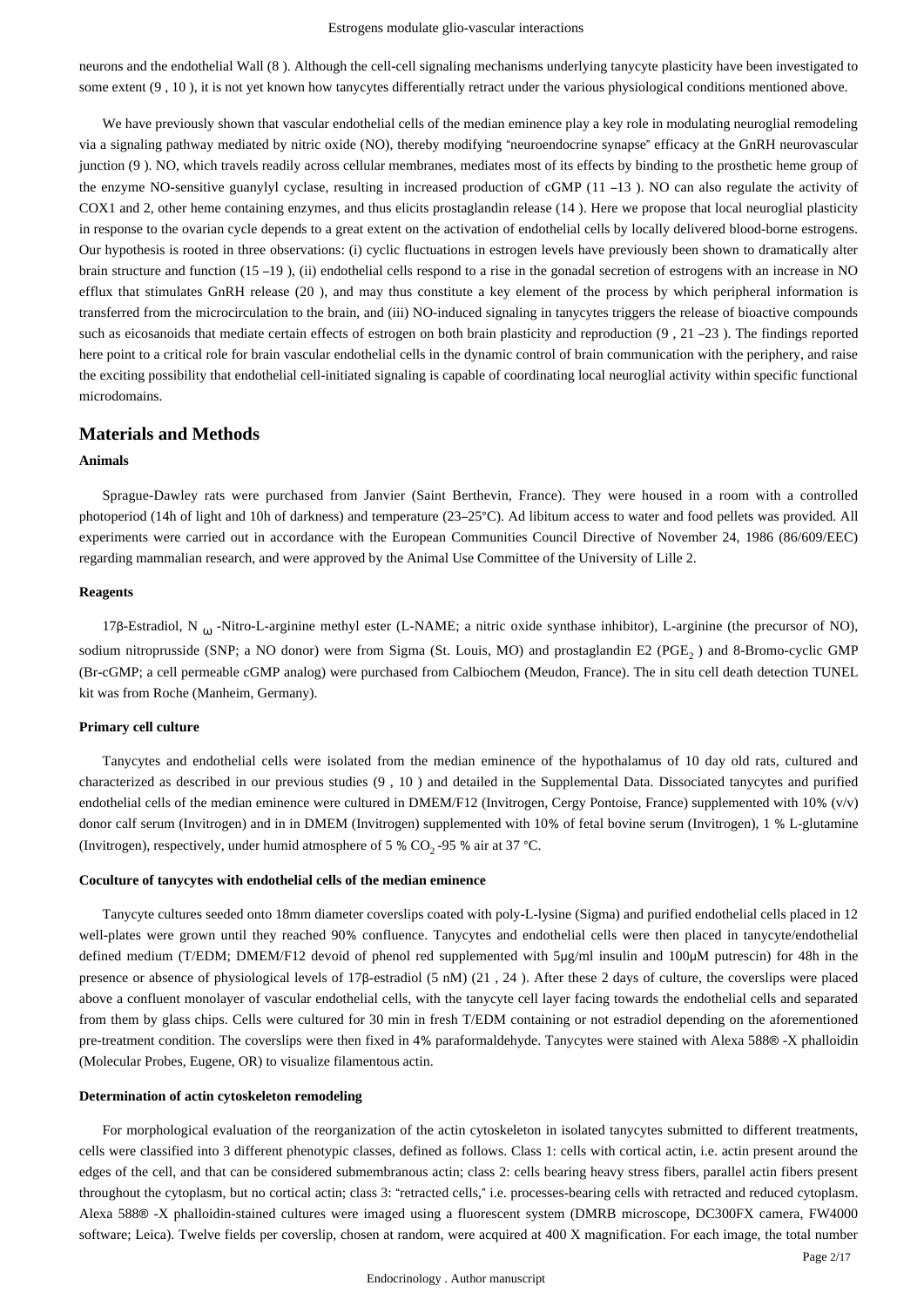neurons and the endothelial Wall (8 ). Although the cell-cell signaling mechanisms underlying tanycyte plasticity have been investigated to some extent (9 , 10 ), it is not yet known how tanycytes differentially retract under the various physiological conditions mentioned above.

We have previously shown that vascular endothelial cells of the median eminence play a key role in modulating neuroglial remodeling via a signaling pathway mediated by nitric oxide (NO), thereby modifying "neuroendocrine synapse" efficacy at the GnRH neurovascular junction (9 ). NO, which travels readily across cellular membranes, mediates most of its effects by binding to the prosthetic heme group of the enzyme NO-sensitive guanylyl cyclase, resulting in increased production of cGMP (11 –13 ). NO can also regulate the activity of COX1 and 2, other heme containing enzymes, and thus elicits prostaglandin release (14 ). Here we propose that local neuroglial plasticity in response to the ovarian cycle depends to a great extent on the activation of endothelial cells by locally delivered blood-borne estrogens. Our hypothesis is rooted in three observations: (i) cyclic fluctuations in estrogen levels have previously been shown to dramatically alter brain structure and function (15 –19 ), (ii) endothelial cells respond to a rise in the gonadal secretion of estrogens with an increase in NO efflux that stimulates GnRH release (20 ), and may thus constitute a key element of the process by which peripheral information is transferred from the microcirculation to the brain, and (iii) NO-induced signaling in tanycytes triggers the release of bioactive compounds such as eicosanoids that mediate certain effects of estrogen on both brain plasticity and reproduction (9 , 21 –23 ). The findings reported here point to a critical role for brain vascular endothelial cells in the dynamic control of brain communication with the periphery, and raise the exciting possibility that endothelial cell-initiated signaling is capable of coordinating local neuroglial activity within specific functional microdomains.

## Materials and Methods

### Animals

Sprague-Dawley rats were purchased from Janvier (Saint Berthevin, France). They were housed in a room with a controlled photoperiod (14h of light and 10h of darkness) and temperature (23–25°C). Ad libitum access to water and food pellets was provided. All experiments were carried out in accordance with the European Communities Council Directive of November 24, 1986 (86/609/EEC) regarding mammalian research, and were approved by the Animal Use Committee of the University of Lille 2.

### Reagents

17β-Estradiol, $N_{\omega}$ -Nitro-L-arginine methyl ester (L-NAME; a nitric oxide synthase inhibitor), L-arginine (the precursor of NO), sodium nitroprusside (SNP; a NO donor) were from Sigma (St. Louis, MO) and prostaglandin E2 ($PGE_2$ ) and 8-Bromo-cyclic GMP (Br-cGMP; a cell permeable cGMP analog) were purchased from Calbiochem (Meudon, France). The in situ cell death detection TUNEL kit was from Roche (Manheim, Germany).

### Primary cell culture

Tanycytes and endothelial cells were isolated from the median eminence of the hypothalamus of 10 day old rats, cultured and characterized as described in our previous studies (9 , 10 ) and detailed in the Supplemental Data. Dissociated tanycytes and purified endothelial cells of the median eminence were cultured in DMEM/F12 (Invitrogen, Cergy Pontoise, France) supplemented with 10% (v/v) donor calf serum (Invitrogen) and in in DMEM (Invitrogen) supplemented with 10% of fetal bovine serum (Invitrogen), 1 % L-glutamine (Invitrogen), respectively, under humid atmosphere of 5 % $CO_2$ -95 % air at 37 °C.

### Coculture of tanycytes with endothelial cells of the median eminence

Tanycyte cultures seeded onto 18mm diameter coverslips coated with poly-L-lysine (Sigma) and purified endothelial cells placed in 12 well-plates were grown until they reached 90% confluence. Tanycytes and endothelial cells were then placed in tanycyte/endothelial defined medium (T/EDM; DMEM/F12 devoid of phenol red supplemented with 5μg/ml insulin and 100μM putrescin) for 48h in the presence or absence of physiological levels of 17β-estradiol (5 nM) (21 , 24 ). After these 2 days of culture, the coverslips were placed above a confluent monolayer of vascular endothelial cells, with the tanycyte cell layer facing towards the endothelial cells and separated from them by glass chips. Cells were cultured for 30 min in fresh T/EDM containing or not estradiol depending on the aforementioned pre-treatment condition. The coverslips were then fixed in 4% paraformaldehyde. Tanycytes were stained with Alexa 588® -X phalloidin (Molecular Probes, Eugene, OR) to visualize filamentous actin.

### Determination of actin cytoskeleton remodeling

For morphological evaluation of the reorganization of the actin cytoskeleton in isolated tanycytes submitted to different treatments, cells were classified into 3 different phenotypic classes, defined as follows. Class 1: cells with cortical actin, i.e. actin present around the edges of the cell, and that can be considered submembranous actin; class 2: cells bearing heavy stress fibers, parallel actin fibers present throughout the cytoplasm, but no cortical actin; class 3: "retracted cells," i.e. processes-bearing cells with retracted and reduced cytoplasm. Alexa 588® -X phalloidin-stained cultures were imaged using a fluorescent system (DMRB microscope, DC300FX camera, FW4000 software; Leica). Twelve fields per coverslip, chosen at random, were acquired at 400 X magnification. For each image, the total number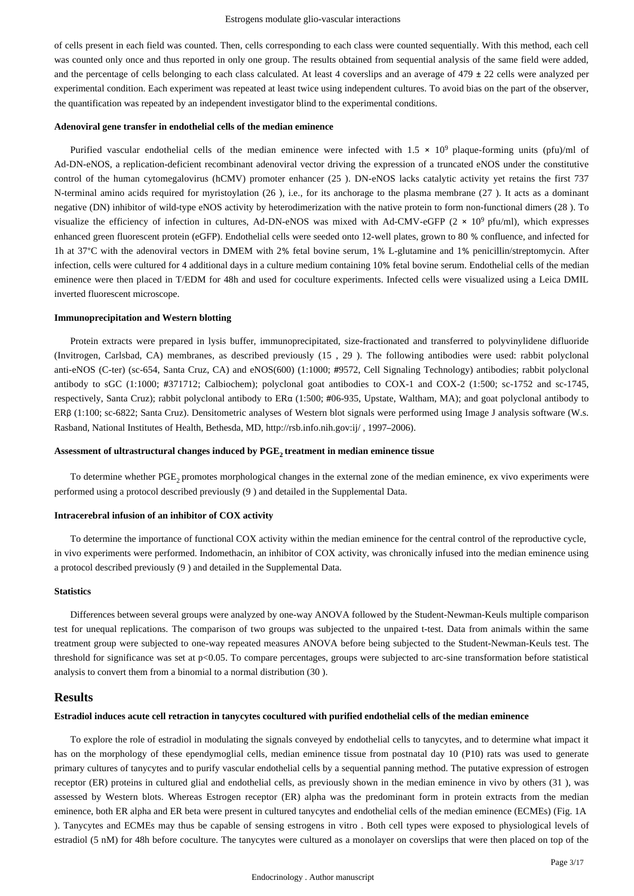of cells present in each field was counted. Then, cells corresponding to each class were counted sequentially. With this method, each cell was counted only once and thus reported in only one group. The results obtained from sequential analysis of the same field were added, and the percentage of cells belonging to each class calculated. At least 4 coverslips and an average of 479 ± 22 cells were analyzed per experimental condition. Each experiment was repeated at least twice using independent cultures. To avoid bias on the part of the observer, the quantification was repeated by an independent investigator blind to the experimental conditions.

#### Adenoviral gene transfer in endothelial cells of the median eminence

Purified vascular endothelial cells of the median eminence were infected with $1.5 \times 10^9$ plaque-forming units (pfu)/ml of Ad-DN-eNOS, a replication-deficient recombinant adenoviral vector driving the expression of a truncated eNOS under the constitutive control of the human cytomegalovirus (hCMV) promoter enhancer (25 ). DN-eNOS lacks catalytic activity yet retains the first 737 N-terminal amino acids required for myristoylation (26 ), i.e., for its anchorage to the plasma membrane (27 ). It acts as a dominant negative (DN) inhibitor of wild-type eNOS activity by heterodimerization with the native protein to form non-functional dimers (28 ). To visualize the efficiency of infection in cultures, Ad-DN-eNOS was mixed with Ad-CMV-eGFP ($2 \times 10^9$ pfu/ml), which expresses enhanced green fluorescent protein (eGFP). Endothelial cells were seeded onto 12-well plates, grown to 80 % confluence, and infected for 1h at 37°C with the adenoviral vectors in DMEM with 2% fetal bovine serum, 1% L-glutamine and 1% penicillin/streptomycin. After infection, cells were cultured for 4 additional days in a culture medium containing 10% fetal bovine serum. Endothelial cells of the median eminence were then placed in T/EDM for 48h and used for coculture experiments. Infected cells were visualized using a Leica DMIL inverted fluorescent microscope.

#### Immunoprecipitation and Western blotting

Protein extracts were prepared in lysis buffer, immunoprecipitated, size-fractionated and transferred to polyvinylidene difluoride (Invitrogen, Carlsbad, CA) membranes, as described previously (15 , 29 ). The following antibodies were used: rabbit polyclonal anti-eNOS (C-ter) (sc-654, Santa Cruz, CA) and eNOS(600) (1:1000; #9572, Cell Signaling Technology) antibodies; rabbit polyclonal antibody to sGC (1:1000; #371712; Calbiochem); polyclonal goat antibodies to COX-1 and COX-2 (1:500; sc-1752 and sc-1745, respectively, Santa Cruz); rabbit polyclonal antibody to ERα (1:500; #06-935, Upstate, Waltham, MA); and goat polyclonal antibody to ERβ (1:100; sc-6822; Santa Cruz). Densitometric analyses of Western blot signals were performed using Image J analysis software (W.s. Rasband, National Institutes of Health, Bethesda, MD, http://rsb.info.nih.gov:ij/ , 1997–2006).

#### Assessment of ultrastructural changes induced by $PGE_2$ treatment in median eminence tissue

To determine whether $PGE_2$ promotes morphological changes in the external zone of the median eminence, ex vivo experiments were performed using a protocol described previously (9 ) and detailed in the Supplemental Data.

#### Intracerebral infusion of an inhibitor of COX activity

To determine the importance of functional COX activity within the median eminence for the central control of the reproductive cycle, in vivo experiments were performed. Indomethacin, an inhibitor of COX activity, was chronically infused into the median eminence using a protocol described previously (9 ) and detailed in the Supplemental Data.

#### Statistics

Differences between several groups were analyzed by one-way ANOVA followed by the Student-Newman-Keuls multiple comparison test for unequal replications. The comparison of two groups was subjected to the unpaired t-test. Data from animals within the same treatment group were subjected to one-way repeated measures ANOVA before being subjected to the Student-Newman-Keuls test. The threshold for significance was set at $p<0.05$. To compare percentages, groups were subjected to arc-sine transformation before statistical analysis to convert them from a binomial to a normal distribution (30 ).

## Results

#### Estradiol induces acute cell retraction in tanycytes cocultured with purified endothelial cells of the median eminence

To explore the role of estradiol in modulating the signals conveyed by endothelial cells to tanycytes, and to determine what impact it has on the morphology of these ependymoglial cells, median eminence tissue from postnatal day 10 (P10) rats was used to generate primary cultures of tanycytes and to purify vascular endothelial cells by a sequential panning method. The putative expression of estrogen receptor (ER) proteins in cultured glial and endothelial cells, as previously shown in the median eminence in vivo by others (31 ), was assessed by Western blots. Whereas Estrogen receptor (ER) alpha was the predominant form in protein extracts from the median eminence, both ER alpha and ER beta were present in cultured tanycytes and endothelial cells of the median eminence (ECMEs) (Fig. 1A ). Tanycytes and ECMEs may thus be capable of sensing estrogens in vitro . Both cell types were exposed to physiological levels of estradiol (5 nM) for 48h before coculture. The tanycytes were cultured as a monolayer on coverslips that were then placed on top of the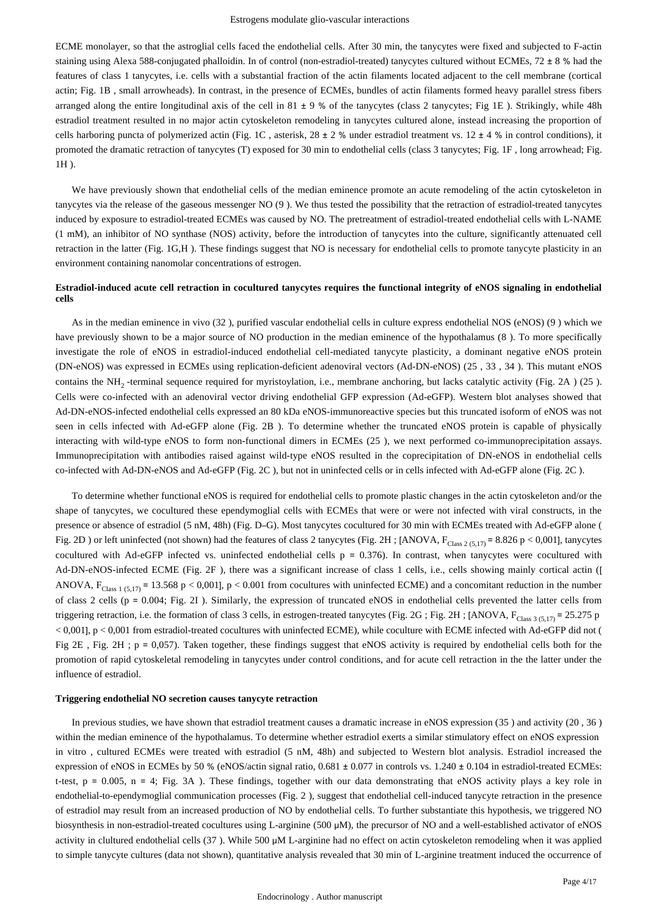ECME monolayer, so that the astroglial cells faced the endothelial cells. After 30 min, the tanycytes were fixed and subjected to F-actin staining using Alexa 588-conjugated phalloidin. In of control (non-estradiol-treated) tanycytes cultured without ECMEs, 72 ± 8 % had the features of class 1 tanycytes, i.e. cells with a substantial fraction of the actin filaments located adjacent to the cell membrane (cortical actin; Fig. 1B , small arrowheads). In contrast, in the presence of ECMEs, bundles of actin filaments formed heavy parallel stress fibers arranged along the entire longitudinal axis of the cell in 81 ± 9 % of the tanycytes (class 2 tanycytes; Fig 1E ). Strikingly, while 48h estradiol treatment resulted in no major actin cytoskeleton remodeling in tanycytes cultured alone, instead increasing the proportion of cells harboring puncta of polymerized actin (Fig. 1C , asterisk, 28 ± 2 % under estradiol treatment vs. 12 ± 4 % in control conditions), it promoted the dramatic retraction of tanycytes (T) exposed for 30 min to endothelial cells (class 3 tanycytes; Fig. 1F , long arrowhead; Fig. 1H ).

We have previously shown that endothelial cells of the median eminence promote an acute remodeling of the actin cytoskeleton in tanycytes via the release of the gaseous messenger NO (9 ). We thus tested the possibility that the retraction of estradiol-treated tanycytes induced by exposure to estradiol-treated ECMEs was caused by NO. The pretreatment of estradiol-treated endothelial cells with L-NAME (1 mM), an inhibitor of NO synthase (NOS) activity, before the introduction of tanycytes into the culture, significantly attenuated cell retraction in the latter (Fig. 1G,H ). These findings suggest that NO is necessary for endothelial cells to promote tanycyte plasticity in an environment containing nanomolar concentrations of estrogen.

### Estradiol-induced acute cell retraction in cocultured tanycytes requires the functional integrity of eNOS signaling in endothelial cells

As in the median eminence in vivo (32 ), purified vascular endothelial cells in culture express endothelial NOS (eNOS) (9 ) which we have previously shown to be a major source of NO production in the median eminence of the hypothalamus (8 ). To more specifically investigate the role of eNOS in estradiol-induced endothelial cell-mediated tanycyte plasticity, a dominant negative eNOS protein (DN-eNOS) was expressed in ECMEs using replication-deficient adenoviral vectors (Ad-DN-eNOS) (25 , 33 , 34 ). This mutant eNOS contains the $NH_2$ -terminal sequence required for myristoylation, i.e., membrane anchoring, but lacks catalytic activity (Fig. 2A ) (25 ). Cells were co-infected with an adenoviral vector driving endothelial GFP expression (Ad-eGFP). Western blot analyses showed that Ad-DN-eNOS-infected endothelial cells expressed an 80 kDa eNOS-immunoreactive species but this truncated isoform of eNOS was not seen in cells infected with Ad-eGFP alone (Fig. 2B ). To determine whether the truncated eNOS protein is capable of physically interacting with wild-type eNOS to form non-functional dimers in ECMEs (25 ), we next performed co-immunoprecipitation assays. Immunoprecipitation with antibodies raised against wild-type eNOS resulted in the coprecipitation of DN-eNOS in endothelial cells co-infected with Ad-DN-eNOS and Ad-eGFP (Fig. 2C ), but not in uninfected cells or in cells infected with Ad-eGFP alone (Fig. 2C ).

To determine whether functional eNOS is required for endothelial cells to promote plastic changes in the actin cytoskeleton and/or the shape of tanycytes, we cocultured these ependymoglial cells with ECMEs that were or were not infected with viral constructs, in the presence or absence of estradiol (5 nM, 48h) (Fig. D–G). Most tanycytes cocultured for 30 min with ECMEs treated with Ad-eGFP alone ( Fig. 2D ) or left uninfected (not shown) had the features of class 2 tanycytes (Fig. 2H ; [ANOVA, $F_{Class\ 2\ (5,17)} = 8.826$ $p < 0{,}001$], tanycytes cocultured with Ad-eGFP infected vs. uninfected endothelial cells $p = 0.376$). In contrast, when tanycytes were cocultured with Ad-DN-eNOS-infected ECME (Fig. 2F ), there was a significant increase of class 1 cells, i.e., cells showing mainly cortical actin ([ ANOVA, $F_{Class\ 1\ (5,17)} = 13.568$ $p < 0{,}001$], $p < 0.001$ from cocultures with uninfected ECME) and a concomitant reduction in the number of class 2 cells ($p = 0.004$; Fig. 2I ). Similarly, the expression of truncated eNOS in endothelial cells prevented the latter cells from triggering retraction, i.e. the formation of class 3 cells, in estrogen-treated tanycytes (Fig. 2G ; Fig. 2H ; [ANOVA, $F_{Class\ 3\ (5,17)} = 25.275$ $p < 0{,}001$], $p < 0{,}001$ from estradiol-treated cocultures with uninfected ECME), while coculture with ECME infected with Ad-eGFP did not ( Fig 2E , Fig. 2H ; $p = 0{,}057$). Taken together, these findings suggest that eNOS activity is required by endothelial cells both for the promotion of rapid cytoskeletal remodeling in tanycytes under control conditions, and for acute cell retraction in the the latter under the influence of estradiol.

### Triggering endothelial NO secretion causes tanycyte retraction

In previous studies, we have shown that estradiol treatment causes a dramatic increase in eNOS expression (35 ) and activity (20 , 36 ) within the median eminence of the hypothalamus. To determine whether estradiol exerts a similar stimulatory effect on eNOS expression *in vitro* , cultured ECMEs were treated with estradiol (5 nM, 48h) and subjected to Western blot analysis. Estradiol increased the expression of eNOS in ECMEs by 50 % (eNOS/actin signal ratio, 0.681 ± 0.077 in controls vs. 1.240 ± 0.104 in estradiol-treated ECMEs: t-test, $p = 0.005$, $n = 4$; Fig. 3A ). These findings, together with our data demonstrating that eNOS activity plays a key role in endothelial-to-ependymoglial communication processes (Fig. 2 ), suggest that endothelial cell-induced tanycyte retraction in the presence of estradiol may result from an increased production of NO by endothelial cells. To further substantiate this hypothesis, we triggered NO biosynthesis in non-estradiol-treated cocultures using L-arginine (500 μM), the precursor of NO and a well-established activator of eNOS activity in clutured endothelial cells (37 ). While 500 μM L-arginine had no effect on actin cytoskeleton remodeling when it was applied to simple tanycyte cultures (data not shown), quantitative analysis revealed that 30 min of L-arginine treatment induced the occurrence of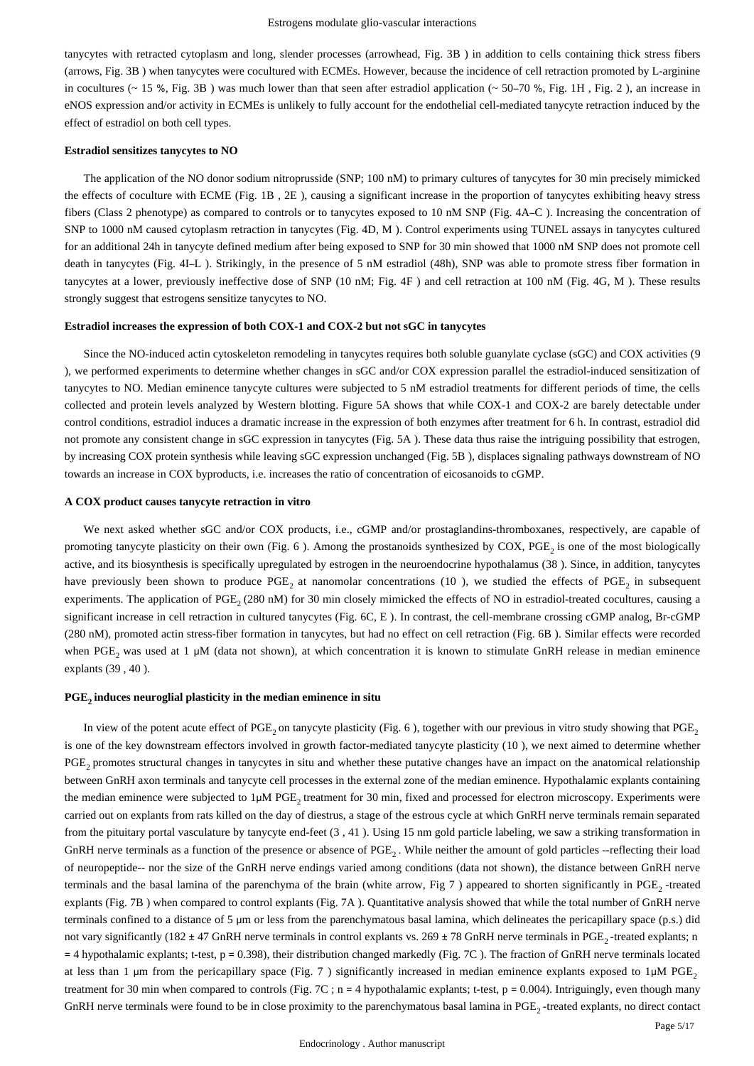tanycytes with retracted cytoplasm and long, slender processes (arrowhead, Fig. 3B ) in addition to cells containing thick stress fibers (arrows, Fig. 3B ) when tanycytes were cocultured with ECMEs. However, because the incidence of cell retraction promoted by L-arginine in cocultures (~ 15 %, Fig. 3B ) was much lower than that seen after estradiol application (~ 50–70 %, Fig. 1H , Fig. 2 ), an increase in eNOS expression and/or activity in ECMEs is unlikely to fully account for the endothelial cell-mediated tanycyte retraction induced by the effect of estradiol on both cell types.

**Estradiol sensitizes tanycytes to NO**

The application of the NO donor sodium nitroprusside (SNP; 100 nM) to primary cultures of tanycytes for 30 min precisely mimicked the effects of coculture with ECME (Fig. 1B , 2E ), causing a significant increase in the proportion of tanycytes exhibiting heavy stress fibers (Class 2 phenotype) as compared to controls or to tanycytes exposed to 10 nM SNP (Fig. 4A–C ). Increasing the concentration of SNP to 1000 nM caused cytoplasm retraction in tanycytes (Fig. 4D, M ). Control experiments using TUNEL assays in tanycytes cultured for an additional 24h in tanycyte defined medium after being exposed to SNP for 30 min showed that 1000 nM SNP does not promote cell death in tanycytes (Fig. 4I–L ). Strikingly, in the presence of 5 nM estradiol (48h), SNP was able to promote stress fiber formation in tanycytes at a lower, previously ineffective dose of SNP (10 nM; Fig. 4F ) and cell retraction at 100 nM (Fig. 4G, M ). These results strongly suggest that estrogens sensitize tanycytes to NO.

**Estradiol increases the expression of both COX-1 and COX-2 but not sGC in tanycytes**

Since the NO-induced actin cytoskeleton remodeling in tanycytes requires both soluble guanylate cyclase (sGC) and COX activities (9 ), we performed experiments to determine whether changes in sGC and/or COX expression parallel the estradiol-induced sensitization of tanycytes to NO. Median eminence tanycyte cultures were subjected to 5 nM estradiol treatments for different periods of time, the cells collected and protein levels analyzed by Western blotting. Figure 5A shows that while COX-1 and COX-2 are barely detectable under control conditions, estradiol induces a dramatic increase in the expression of both enzymes after treatment for 6 h. In contrast, estradiol did not promote any consistent change in sGC expression in tanycytes (Fig. 5A ). These data thus raise the intriguing possibility that estrogen, by increasing COX protein synthesis while leaving sGC expression unchanged (Fig. 5B ), displaces signaling pathways downstream of NO towards an increase in COX byproducts, i.e. increases the ratio of concentration of eicosanoids to cGMP.

**A COX product causes tanycyte retraction in vitro**

We next asked whether sGC and/or COX products, i.e., cGMP and/or prostaglandins-thromboxanes, respectively, are capable of promoting tanycyte plasticity on their own (Fig. 6 ). Among the prostanoids synthesized by COX, $PGE_2$ is one of the most biologically active, and its biosynthesis is specifically upregulated by estrogen in the neuroendocrine hypothalamus (38 ). Since, in addition, tanycytes have previously been shown to produce $PGE_2$ at nanomolar concentrations (10 ), we studied the effects of $PGE_2$ in subsequent experiments. The application of $PGE_2$ (280 nM) for 30 min closely mimicked the effects of NO in estradiol-treated cocultures, causing a significant increase in cell retraction in cultured tanycytes (Fig. 6C, E ). In contrast, the cell-membrane crossing cGMP analog, Br-cGMP (280 nM), promoted actin stress-fiber formation in tanycytes, but had no effect on cell retraction (Fig. 6B ). Similar effects were recorded when $PGE_2$ was used at 1 μM (data not shown), at which concentration it is known to stimulate GnRH release in median eminence explants (39 , 40 ).

**$PGE_2$ induces neuroglial plasticity in the median eminence in situ**

In view of the potent acute effect of $PGE_2$ on tanycyte plasticity (Fig. 6 ), together with our previous in vitro study showing that $PGE_2$ is one of the key downstream effectors involved in growth factor-mediated tanycyte plasticity (10 ), we next aimed to determine whether $PGE_2$ promotes structural changes in tanycytes in situ and whether these putative changes have an impact on the anatomical relationship between GnRH axon terminals and tanycyte cell processes in the external zone of the median eminence. Hypothalamic explants containing the median eminence were subjected to 1μM $PGE_2$ treatment for 30 min, fixed and processed for electron microscopy. Experiments were carried out on explants from rats killed on the day of diestrus, a stage of the estrous cycle at which GnRH nerve terminals remain separated from the pituitary portal vasculature by tanycyte end-feet (3 , 41 ). Using 15 nm gold particle labeling, we saw a striking transformation in GnRH nerve terminals as a function of the presence or absence of $PGE_2$ . While neither the amount of gold particles --reflecting their load of neuropeptide-- nor the size of the GnRH nerve endings varied among conditions (data not shown), the distance between GnRH nerve terminals and the basal lamina of the parenchyma of the brain (white arrow, Fig 7 ) appeared to shorten significantly in $PGE_2$ -treated explants (Fig. 7B ) when compared to control explants (Fig. 7A ). Quantitative analysis showed that while the total number of GnRH nerve terminals confined to a distance of 5 μm or less from the parenchymatous basal lamina, which delineates the pericapillary space (p.s.) did not vary significantly (182 ± 47 GnRH nerve terminals in control explants vs. 269 ± 78 GnRH nerve terminals in $PGE_2$ -treated explants; n = 4 hypothalamic explants; t-test, p = 0.398), their distribution changed markedly (Fig. 7C ). The fraction of GnRH nerve terminals located at less than 1 μm from the pericapillary space (Fig. 7 ) significantly increased in median eminence explants exposed to 1μM $PGE_2$ treatment for 30 min when compared to controls (Fig. 7C ; n = 4 hypothalamic explants; t-test, p = 0.004). Intriguingly, even though many GnRH nerve terminals were found to be in close proximity to the parenchymatous basal lamina in $PGE_2$ -treated explants, no direct contact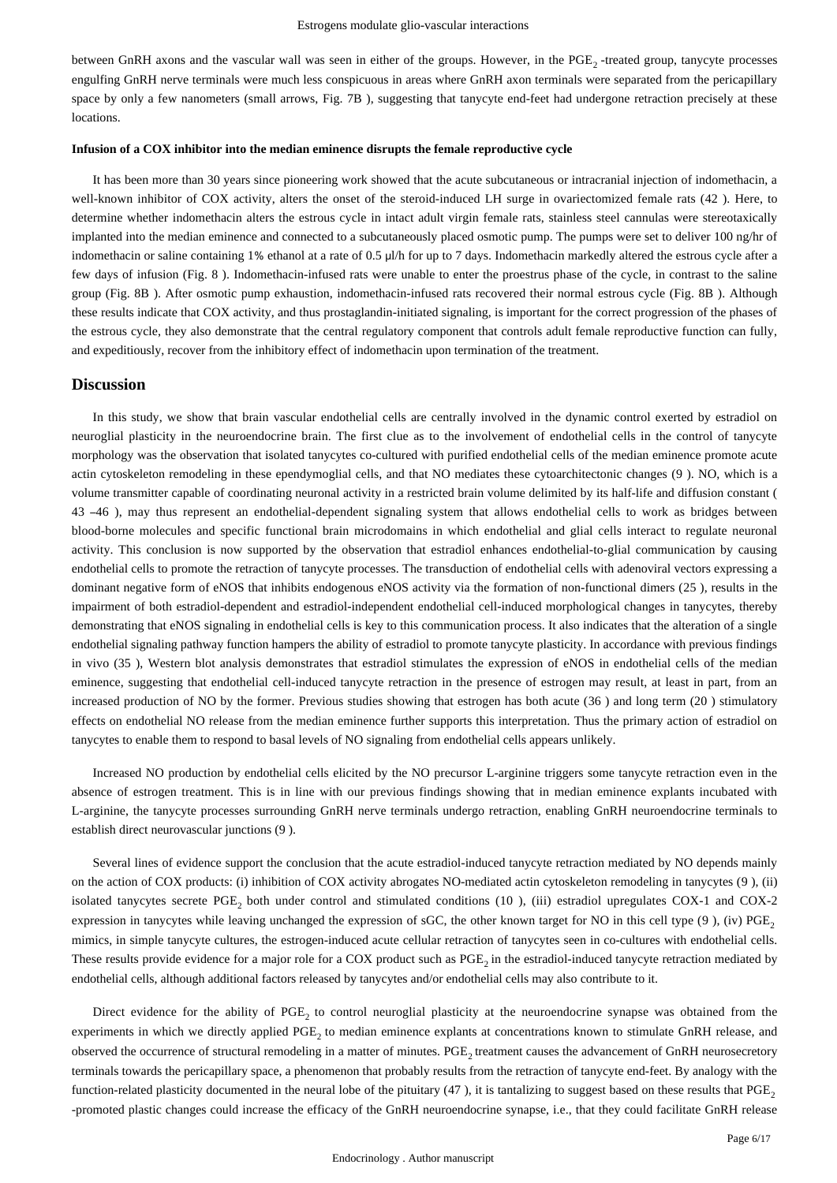between GnRH axons and the vascular wall was seen in either of the groups. However, in the $PGE_2$ -treated group, tanycyte processes engulfing GnRH nerve terminals were much less conspicuous in areas where GnRH axon terminals were separated from the pericapillary space by only a few nanometers (small arrows, Fig. 7B ), suggesting that tanycyte end-feet had undergone retraction precisely at these locations.

#### Infusion of a COX inhibitor into the median eminence disrupts the female reproductive cycle

It has been more than 30 years since pioneering work showed that the acute subcutaneous or intracranial injection of indomethacin, a well-known inhibitor of COX activity, alters the onset of the steroid-induced LH surge in ovariectomized female rats (42 ). Here, to determine whether indomethacin alters the estrous cycle in intact adult virgin female rats, stainless steel cannulas were stereotaxically implanted into the median eminence and connected to a subcutaneously placed osmotic pump. The pumps were set to deliver 100 ng/hr of indomethacin or saline containing 1% ethanol at a rate of 0.5 μl/h for up to 7 days. Indomethacin markedly altered the estrous cycle after a few days of infusion (Fig. 8 ). Indomethacin-infused rats were unable to enter the proestrus phase of the cycle, in contrast to the saline group (Fig. 8B ). After osmotic pump exhaustion, indomethacin-infused rats recovered their normal estrous cycle (Fig. 8B ). Although these results indicate that COX activity, and thus prostaglandin-initiated signaling, is important for the correct progression of the phases of the estrous cycle, they also demonstrate that the central regulatory component that controls adult female reproductive function can fully, and expeditiously, recover from the inhibitory effect of indomethacin upon termination of the treatment.

## Discussion

In this study, we show that brain vascular endothelial cells are centrally involved in the dynamic control exerted by estradiol on neuroglial plasticity in the neuroendocrine brain. The first clue as to the involvement of endothelial cells in the control of tanycyte morphology was the observation that isolated tanycytes co-cultured with purified endothelial cells of the median eminence promote acute actin cytoskeleton remodeling in these ependymoglial cells, and that NO mediates these cytoarchitectonic changes (9 ). NO, which is a volume transmitter capable of coordinating neuronal activity in a restricted brain volume delimited by its half-life and diffusion constant ( 43 –46 ), may thus represent an endothelial-dependent signaling system that allows endothelial cells to work as bridges between blood-borne molecules and specific functional brain microdomains in which endothelial and glial cells interact to regulate neuronal activity. This conclusion is now supported by the observation that estradiol enhances endothelial-to-glial communication by causing endothelial cells to promote the retraction of tanycyte processes. The transduction of endothelial cells with adenoviral vectors expressing a dominant negative form of eNOS that inhibits endogenous eNOS activity via the formation of non-functional dimers (25 ), results in the impairment of both estradiol-dependent and estradiol-independent endothelial cell-induced morphological changes in tanycytes, thereby demonstrating that eNOS signaling in endothelial cells is key to this communication process. It also indicates that the alteration of a single endothelial signaling pathway function hampers the ability of estradiol to promote tanycyte plasticity. In accordance with previous findings in vivo (35 ), Western blot analysis demonstrates that estradiol stimulates the expression of eNOS in endothelial cells of the median eminence, suggesting that endothelial cell-induced tanycyte retraction in the presence of estrogen may result, at least in part, from an increased production of NO by the former. Previous studies showing that estrogen has both acute (36 ) and long term (20 ) stimulatory effects on endothelial NO release from the median eminence further supports this interpretation. Thus the primary action of estradiol on tanycytes to enable them to respond to basal levels of NO signaling from endothelial cells appears unlikely.

Increased NO production by endothelial cells elicited by the NO precursor L-arginine triggers some tanycyte retraction even in the absence of estrogen treatment. This is in line with our previous findings showing that in median eminence explants incubated with L-arginine, the tanycyte processes surrounding GnRH nerve terminals undergo retraction, enabling GnRH neuroendocrine terminals to establish direct neurovascular junctions (9 ).

Several lines of evidence support the conclusion that the acute estradiol-induced tanycyte retraction mediated by NO depends mainly on the action of COX products: (i) inhibition of COX activity abrogates NO-mediated actin cytoskeleton remodeling in tanycytes (9 ), (ii) isolated tanycytes secrete $PGE_2$ both under control and stimulated conditions (10 ), (iii) estradiol upregulates COX-1 and COX-2 expression in tanycytes while leaving unchanged the expression of sGC, the other known target for NO in this cell type (9 ), (iv) $PGE_2$ mimics, in simple tanycyte cultures, the estrogen-induced acute cellular retraction of tanycytes seen in co-cultures with endothelial cells. These results provide evidence for a major role for a COX product such as $PGE_2$ in the estradiol-induced tanycyte retraction mediated by endothelial cells, although additional factors released by tanycytes and/or endothelial cells may also contribute to it.

Direct evidence for the ability of $PGE_2$ to control neuroglial plasticity at the neuroendocrine synapse was obtained from the experiments in which we directly applied $PGE_2$ to median eminence explants at concentrations known to stimulate GnRH release, and observed the occurrence of structural remodeling in a matter of minutes. $PGE_2$ treatment causes the advancement of GnRH neurosecretory terminals towards the pericapillary space, a phenomenon that probably results from the retraction of tanycyte end-feet. By analogy with the function-related plasticity documented in the neural lobe of the pituitary (47 ), it is tantalizing to suggest based on these results that $PGE_2$ -promoted plastic changes could increase the efficacy of the GnRH neuroendocrine synapse, i.e., that they could facilitate GnRH release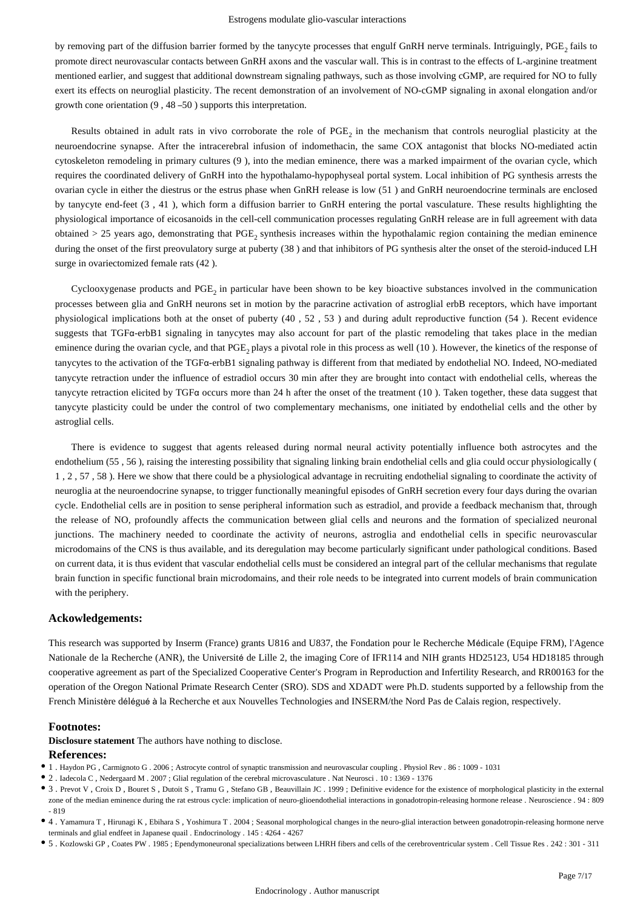by removing part of the diffusion barrier formed by the tanycyte processes that engulf GnRH nerve terminals. Intriguingly, $PGE_2$ fails to promote direct neurovascular contacts between GnRH axons and the vascular wall. This is in contrast to the effects of L-arginine treatment mentioned earlier, and suggest that additional downstream signaling pathways, such as those involving cGMP, are required for NO to fully exert its effects on neuroglial plasticity. The recent demonstration of an involvement of NO-cGMP signaling in axonal elongation and/or growth cone orientation (9 , 48 –50 ) supports this interpretation.

Results obtained in adult rats in vivo corroborate the role of $PGE_2$ in the mechanism that controls neuroglial plasticity at the neuroendocrine synapse. After the intracerebral infusion of indomethacin, the same COX antagonist that blocks NO-mediated actin cytoskeleton remodeling in primary cultures (9 ), into the median eminence, there was a marked impairment of the ovarian cycle, which requires the coordinated delivery of GnRH into the hypothalamo-hypophyseal portal system. Local inhibition of PG synthesis arrests the ovarian cycle in either the diestrus or the estrus phase when GnRH release is low (51 ) and GnRH neuroendocrine terminals are enclosed by tanycyte end-feet (3 , 41 ), which form a diffusion barrier to GnRH entering the portal vasculature. These results highlighting the physiological importance of eicosanoids in the cell-cell communication processes regulating GnRH release are in full agreement with data obtained > 25 years ago, demonstrating that $PGE_2$ synthesis increases within the hypothalamic region containing the median eminence during the onset of the first preovulatory surge at puberty (38 ) and that inhibitors of PG synthesis alter the onset of the steroid-induced LH surge in ovariectomized female rats (42 ).

Cyclooxygenase products and $PGE_2$ in particular have been shown to be key bioactive substances involved in the communication processes between glia and GnRH neurons set in motion by the paracrine activation of astroglial erbB receptors, which have important physiological implications both at the onset of puberty (40 , 52 , 53 ) and during adult reproductive function (54 ). Recent evidence suggests that TGFα-erbB1 signaling in tanycytes may also account for part of the plastic remodeling that takes place in the median eminence during the ovarian cycle, and that $PGE_2$ plays a pivotal role in this process as well (10 ). However, the kinetics of the response of tanycytes to the activation of the TGFα-erbB1 signaling pathway is different from that mediated by endothelial NO. Indeed, NO-mediated tanycyte retraction under the influence of estradiol occurs 30 min after they are brought into contact with endothelial cells, whereas the tanycyte retraction elicited by TGFα occurs more than 24 h after the onset of the treatment (10 ). Taken together, these data suggest that tanycyte plasticity could be under the control of two complementary mechanisms, one initiated by endothelial cells and the other by astroglial cells.

There is evidence to suggest that agents released during normal neural activity potentially influence both astrocytes and the endothelium (55 , 56 ), raising the interesting possibility that signaling linking brain endothelial cells and glia could occur physiologically ( 1 , 2 , 57 , 58 ). Here we show that there could be a physiological advantage in recruiting endothelial signaling to coordinate the activity of neuroglia at the neuroendocrine synapse, to trigger functionally meaningful episodes of GnRH secretion every four days during the ovarian cycle. Endothelial cells are in position to sense peripheral information such as estradiol, and provide a feedback mechanism that, through the release of NO, profoundly affects the communication between glial cells and neurons and the formation of specialized neuronal junctions. The machinery needed to coordinate the activity of neurons, astroglia and endothelial cells in specific neurovascular microdomains of the CNS is thus available, and its deregulation may become particularly significant under pathological conditions. Based on current data, it is thus evident that vascular endothelial cells must be considered an integral part of the cellular mechanisms that regulate brain function in specific functional brain microdomains, and their role needs to be integrated into current models of brain communication with the periphery.

## Ackowledgements:

This research was supported by Inserm (France) grants U816 and U837, the Fondation pour le Recherche Médicale (Equipe FRM), l'Agence Nationale de la Recherche (ANR), the Université de Lille 2, the imaging Core of IFR114 and NIH grants HD25123, U54 HD18185 through cooperative agreement as part of the Specialized Cooperative Center's Program in Reproduction and Infertility Research, and RR00163 for the operation of the Oregon National Primate Research Center (SRO). SDS and XDADT were Ph.D. students supported by a fellowship from the French Ministère délégué à la Recherche et aux Nouvelles Technologies and INSERM/the Nord Pas de Calais region, respectively.

## Footnotes:

**Disclosure statement** The authors have nothing to disclose.

## References:

- 1 . Haydon PG , Carmignoto G . 2006 ; Astrocyte control of synaptic transmission and neurovascular coupling . Physiol Rev . 86 : 1009 - 1031
- 2 . Iadecola C , Nedergaard M . 2007 ; Glial regulation of the cerebral microvasculature . Nat Neurosci . 10 : 1369 - 1376
- 3 . Prevot V , Croix D , Bouret S , Dutoit S , Tramu G , Stefano GB , Beauvillain JC . 1999 ; Definitive evidence for the existence of morphological plasticity in the external zone of the median eminence during the rat estrous cycle: implication of neuro-glioendothelial interactions in gonadotropin-releasing hormone release . Neuroscience . 94 : 809 - 819
- 4 . Yamamura T , Hirunagi K , Ebihara S , Yoshimura T . 2004 ; Seasonal morphological changes in the neuro-glial interaction between gonadotropin-releasing hormone nerve terminals and glial endfeet in Japanese quail . Endocrinology . 145 : 4264 - 4267
- 5 . Kozlowski GP , Coates PW . 1985 ; Ependymoneuronal specializations between LHRH fibers and cells of the cerebroventricular system . Cell Tissue Res . 242 : 301 - 311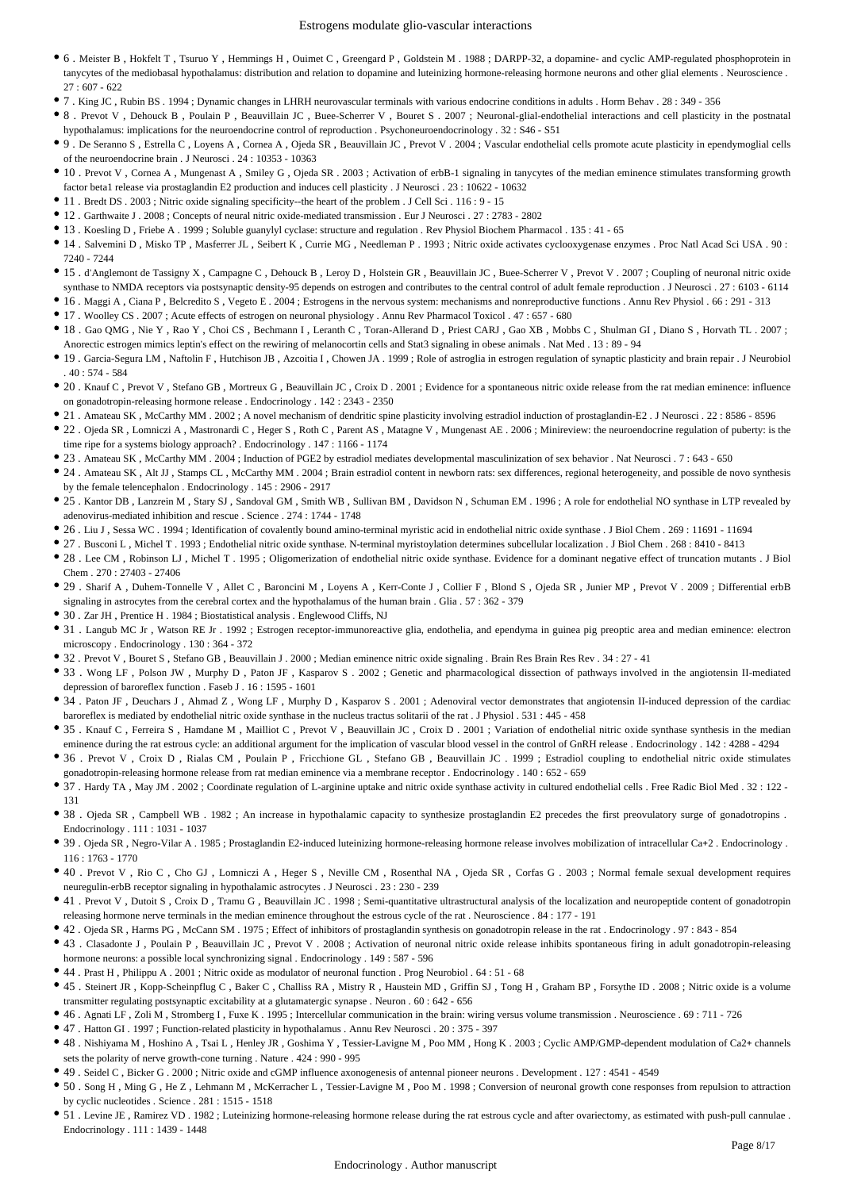- 6 . Meister B , Hokfelt T , Tsuruo Y , Hemmings H , Ouimet C , Greengard P , Goldstein M . 1988 ; DARPP-32, a dopamine- and cyclic AMP-regulated phosphoprotein in tanycytes of the mediobasal hypothalamus: distribution and relation to dopamine and luteinizing hormone-releasing hormone neurons and other glial elements . Neuroscience . 27 : 607 - 622
- 7 . King JC , Rubin BS . 1994 ; Dynamic changes in LHRH neurovascular terminals with various endocrine conditions in adults . Horm Behav . 28 : 349 - 356
- 8 . Prevot V , Dehouck B , Poulain P , Beauvillain JC , Buee-Scherrer V , Bouret S . 2007 ; Neuronal-glial-endothelial interactions and cell plasticity in the postnatal hypothalamus: implications for the neuroendocrine control of reproduction . Psychoneuroendocrinology . 32 : S46 - S51
- 9 . De Seranno S , Estrella C , Loyens A , Cornea A , Ojeda SR , Beauvillain JC , Prevot V . 2004 ; Vascular endothelial cells promote acute plasticity in ependymoglial cells of the neuroendocrine brain . J Neurosci . 24 : 10353 - 10363
- 10 . Prevot V , Cornea A , Mungenast A , Smiley G , Ojeda SR . 2003 ; Activation of erbB-1 signaling in tanycytes of the median eminence stimulates transforming growth factor beta1 release via prostaglandin E2 production and induces cell plasticity . J Neurosci . 23 : 10622 - 10632
- 11 . Bredt DS . 2003 ; Nitric oxide signaling specificity--the heart of the problem . J Cell Sci . 116 : 9 - 15
- 12 . Garthwaite J . 2008 ; Concepts of neural nitric oxide-mediated transmission . Eur J Neurosci . 27 : 2783 - 2802
- 13 . Koesling D , Friebe A . 1999 ; Soluble guanylyl cyclase: structure and regulation . Rev Physiol Biochem Pharmacol . 135 : 41 - 65
- 14 . Salvemini D , Misko TP , Masferrer JL , Seibert K , Currie MG , Needleman P . 1993 ; Nitric oxide activates cyclooxygenase enzymes . Proc Natl Acad Sci USA . 90 : 7240 - 7244
- 15 . d'Anglemont de Tassigny X , Campagne C , Dehouck B , Leroy D , Holstein GR , Beauvillain JC , Buee-Scherrer V , Prevot V . 2007 ; Coupling of neuronal nitric oxide synthase to NMDA receptors via postsynaptic density-95 depends on estrogen and contributes to the central control of adult female reproduction . J Neurosci . 27 : 6103 - 6114
- 16 . Maggi A , Ciana P , Belcredito S , Vegeto E . 2004 ; Estrogens in the nervous system: mechanisms and nonreproductive functions . Annu Rev Physiol . 66 : 291 - 313
- 17 . Woolley CS . 2007 ; Acute effects of estrogen on neuronal physiology . Annu Rev Pharmacol Toxicol . 47 : 657 - 680
- 18 . Gao QMG , Nie Y , Rao Y , Choi CS , Bechmann I , Leranth C , Toran-Allerand D , Priest CARJ , Gao XB , Mobbs C , Shulman GI , Diano S , Horvath TL . 2007 ; Anorectic estrogen mimics leptin's effect on the rewiring of melanocortin cells and Stat3 signaling in obese animals . Nat Med . 13 : 89 - 94
- 19 . Garcia-Segura LM , Naftolin F , Hutchison JB , Azcoitia I , Chowen JA . 1999 ; Role of astroglia in estrogen regulation of synaptic plasticity and brain repair . J Neurobiol . 40 : 574 - 584
- 20 . Knauf C , Prevot V , Stefano GB , Mortreux G , Beauvillain JC , Croix D . 2001 ; Evidence for a spontaneous nitric oxide release from the rat median eminence: influence on gonadotropin-releasing hormone release . Endocrinology . 142 : 2343 - 2350
- 21 . Amateau SK , McCarthy MM . 2002 ; A novel mechanism of dendritic spine plasticity involving estradiol induction of prostaglandin-E2 . J Neurosci . 22 : 8586 - 8596
- 22 . Ojeda SR , Lomniczi A , Mastronardi C , Heger S , Roth C , Parent AS , Matagne V , Mungenast AE . 2006 ; Minireview: the neuroendocrine regulation of puberty: is the time ripe for a systems biology approach? . Endocrinology . 147 : 1166 - 1174
- 23 . Amateau SK , McCarthy MM . 2004 ; Induction of PGE2 by estradiol mediates developmental masculinization of sex behavior . Nat Neurosci . 7 : 643 - 650
- 24 . Amateau SK , Alt JJ , Stamps CL , McCarthy MM . 2004 ; Brain estradiol content in newborn rats: sex differences, regional heterogeneity, and possible de novo synthesis by the female telencephalon . Endocrinology . 145 : 2906 - 2917
- 25 . Kantor DB , Lanzrein M , Stary SJ , Sandoval GM , Smith WB , Sullivan BM , Davidson N , Schuman EM . 1996 ; A role for endothelial NO synthase in LTP revealed by adenovirus-mediated inhibition and rescue . Science . 274 : 1744 - 1748
- 26 . Liu J , Sessa WC . 1994 ; Identification of covalently bound amino-terminal myristic acid in endothelial nitric oxide synthase . J Biol Chem . 269 : 11691 - 11694
- 27 . Busconi L , Michel T . 1993 ; Endothelial nitric oxide synthase. N-terminal myristoylation determines subcellular localization . J Biol Chem . 268 : 8410 - 8413
- 28 . Lee CM , Robinson LJ , Michel T . 1995 ; Oligomerization of endothelial nitric oxide synthase. Evidence for a dominant negative effect of truncation mutants . J Biol Chem . 270 : 27403 - 27406
- 29 . Sharif A , Duhem-Tonnelle V , Allet C , Baroncini M , Loyens A , Kerr-Conte J , Collier F , Blond S , Ojeda SR , Junier MP , Prevot V . 2009 ; Differential erbB signaling in astrocytes from the cerebral cortex and the hypothalamus of the human brain . Glia . 57 : 362 - 379
- 30 . Zar JH , Prentice H . 1984 ; Biostatistical analysis . Englewood Cliffs, NJ
- 31 . Langub MC Jr , Watson RE Jr . 1992 ; Estrogen receptor-immunoreactive glia, endothelia, and ependyma in guinea pig preoptic area and median eminence: electron microscopy . Endocrinology . 130 : 364 - 372
- 32 . Prevot V , Bouret S , Stefano GB , Beauvillain J . 2000 ; Median eminence nitric oxide signaling . Brain Res Brain Res Rev . 34 : 27 - 41
- 33 . Wong LF , Polson JW , Murphy D , Paton JF , Kasparov S . 2002 ; Genetic and pharmacological dissection of pathways involved in the angiotensin II-mediated depression of baroreflex function . Faseb J . 16 : 1595 - 1601
- 34 . Paton JF , Deuchars J , Ahmad Z , Wong LF , Murphy D , Kasparov S . 2001 ; Adenoviral vector demonstrates that angiotensin II-induced depression of the cardiac baroreflex is mediated by endothelial nitric oxide synthase in the nucleus tractus solitarii of the rat . J Physiol . 531 : 445 - 458
- 35 . Knauf C , Ferreira S , Hamdane M , Mailliot C , Prevot V , Beauvillain JC , Croix D . 2001 ; Variation of endothelial nitric oxide synthase synthesis in the median eminence during the rat estrous cycle: an additional argument for the implication of vascular blood vessel in the control of GnRH release . Endocrinology . 142 : 4288 - 4294
- 36 . Prevot V , Croix D , Rialas CM , Poulain P , Fricchione GL , Stefano GB , Beauvillain JC . 1999 ; Estradiol coupling to endothelial nitric oxide stimulates gonadotropin-releasing hormone release from rat median eminence via a membrane receptor . Endocrinology . 140 : 652 - 659
- 37 . Hardy TA , May JM . 2002 ; Coordinate regulation of L-arginine uptake and nitric oxide synthase activity in cultured endothelial cells . Free Radic Biol Med . 32 : 122 - 131
- 38 . Ojeda SR , Campbell WB . 1982 ; An increase in hypothalamic capacity to synthesize prostaglandin E2 precedes the first preovulatory surge of gonadotropins . Endocrinology . 111 : 1031 - 1037
- 39 . Ojeda SR , Negro-Vilar A . 1985 ; Prostaglandin E2-induced luteinizing hormone-releasing hormone release involves mobilization of intracellular Ca+2 . Endocrinology . 116 : 1763 - 1770
- 40 . Prevot V , Rio C , Cho GJ , Lomniczi A , Heger S , Neville CM , Rosenthal NA , Ojeda SR , Corfas G . 2003 ; Normal female sexual development requires neuregulin-erbB receptor signaling in hypothalamic astrocytes . J Neurosci . 23 : 230 - 239
- 41 . Prevot V , Dutoit S , Croix D , Tramu G , Beauvillain JC . 1998 ; Semi-quantitative ultrastructural analysis of the localization and neuropeptide content of gonadotropin releasing hormone nerve terminals in the median eminence throughout the estrous cycle of the rat . Neuroscience . 84 : 177 - 191
- 42 . Ojeda SR , Harms PG , McCann SM . 1975 ; Effect of inhibitors of prostaglandin synthesis on gonadotropin release in the rat . Endocrinology . 97 : 843 - 854
- 43 . Clasadonte J , Poulain P , Beauvillain JC , Prevot V . 2008 ; Activation of neuronal nitric oxide release inhibits spontaneous firing in adult gonadotropin-releasing hormone neurons: a possible local synchronizing signal . Endocrinology . 149 : 587 - 596
- 44 . Prast H , Philippu A . 2001 ; Nitric oxide as modulator of neuronal function . Prog Neurobiol . 64 : 51 - 68
- 45 . Steinert JR , Kopp-Scheinpflug C , Baker C , Challiss RA , Mistry R , Haustein MD , Griffin SJ , Tong H , Graham BP , Forsythe ID . 2008 ; Nitric oxide is a volume transmitter regulating postsynaptic excitability at a glutamatergic synapse . Neuron . 60 : 642 - 656
- 46 . Agnati LF , Zoli M , Stromberg I , Fuxe K . 1995 ; Intercellular communication in the brain: wiring versus volume transmission . Neuroscience . 69 : 711 - 726
- 47 . Hatton GI . 1997 ; Function-related plasticity in hypothalamus . Annu Rev Neurosci . 20 : 375 - 397
- 48 . Nishiyama M , Hoshino A , Tsai L , Henley JR , Goshima Y , Tessier-Lavigne M , Poo MM , Hong K . 2003 ; Cyclic AMP/GMP-dependent modulation of Ca2+ channels sets the polarity of nerve growth-cone turning . Nature . 424 : 990 - 995
- 49 . Seidel C , Bicker G . 2000 ; Nitric oxide and cGMP influence axonogenesis of antennal pioneer neurons . Development . 127 : 4541 - 4549
- 50 . Song H , Ming G , He Z , Lehmann M , McKerracher L , Tessier-Lavigne M , Poo M . 1998 ; Conversion of neuronal growth cone responses from repulsion to attraction by cyclic nucleotides . Science . 281 : 1515 - 1518
- 51 . Levine JE , Ramirez VD . 1982 ; Luteinizing hormone-releasing hormone release during the rat estrous cycle and after ovariectomy, as estimated with push-pull cannulae . Endocrinology . 111 : 1439 - 1448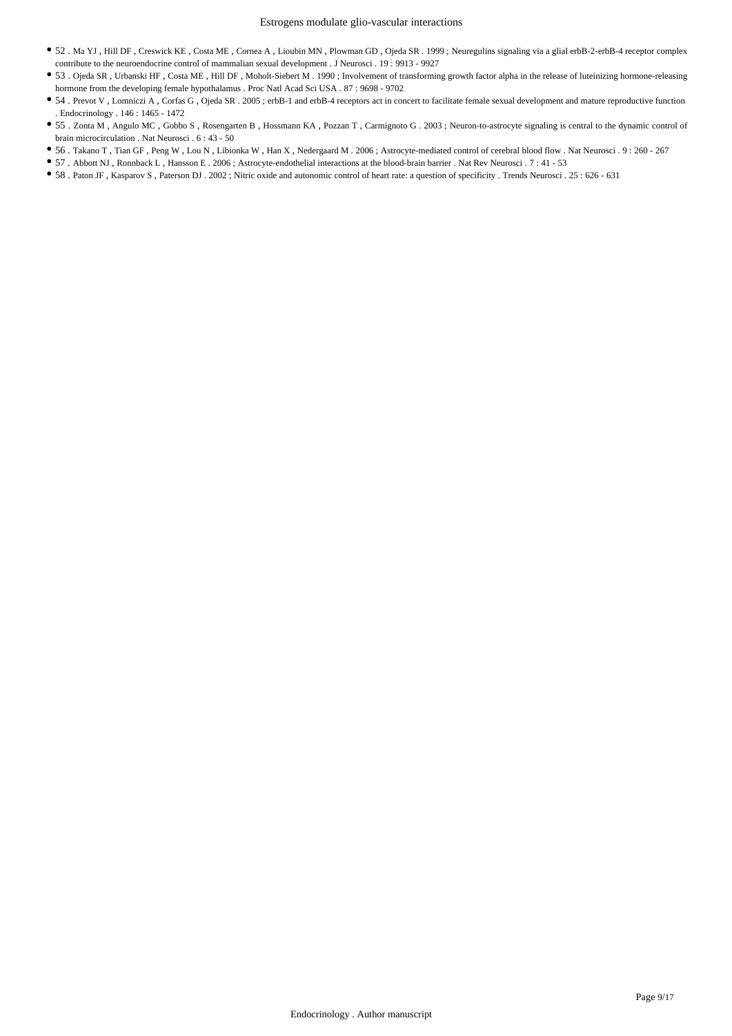- 52 . Ma YJ , Hill DF , Creswick KE , Costa ME , Cornea A , Lioubin MN , Plowman GD , Ojeda SR . 1999 ; Neuregulins signaling via a glial erbB-2-erbB-4 receptor complex contribute to the neuroendocrine control of mammalian sexual development . J Neurosci . 19 : 9913 - 9927
- 53 . Ojeda SR , Urbanski HF , Costa ME , Hill DF , Moholt-Siebert M . 1990 ; Involvement of transforming growth factor alpha in the release of luteinizing hormone-releasing hormone from the developing female hypothalamus . Proc Natl Acad Sci USA . 87 : 9698 - 9702
- 54 . Prevot V , Lomniczi A , Corfas G , Ojeda SR . 2005 ; erbB-1 and erbB-4 receptors act in concert to facilitate female sexual development and mature reproductive function . Endocrinology . 146 : 1465 - 1472
- 55 . Zonta M , Angulo MC , Gobbo S , Rosengarten B , Hossmann KA , Pozzan T , Carmignoto G . 2003 ; Neuron-to-astrocyte signaling is central to the dynamic control of brain microcirculation . Nat Neurosci . 6 : 43 - 50
- 56 . Takano T , Tian GF , Peng W , Lou N , Libionka W , Han X , Nedergaard M . 2006 ; Astrocyte-mediated control of cerebral blood flow . Nat Neurosci . 9 : 260 - 267
- 57 . Abbott NJ , Ronnback L , Hansson E . 2006 ; Astrocyte-endothelial interactions at the blood-brain barrier . Nat Rev Neurosci . 7 : 41 - 53
- 58 . Paton JF , Kasparov S , Paterson DJ . 2002 ; Nitric oxide and autonomic control of heart rate: a question of specificity . Trends Neurosci . 25 : 626 - 631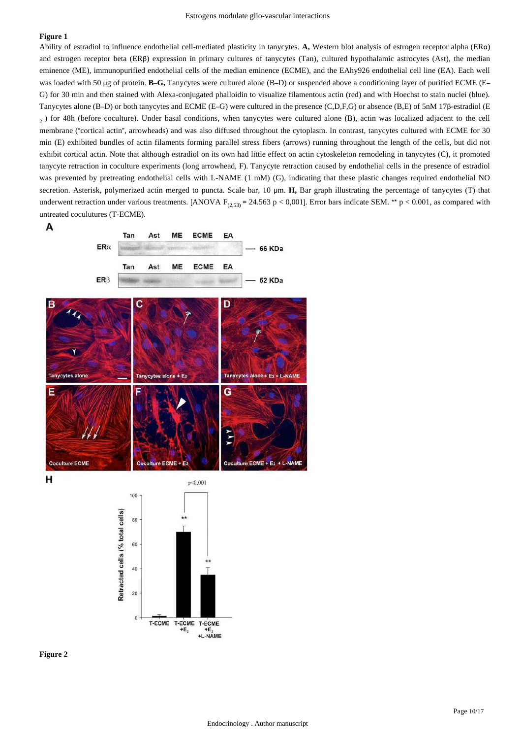### Figure 1

Ability of estradiol to influence endothelial cell-mediated plasticity in tanycytes. **A,** Western blot analysis of estrogen receptor alpha (ERα) and estrogen receptor beta (ERβ) expression in primary cultures of tanycytes (Tan), cultured hypothalamic astrocytes (Ast), the median eminence (ME), immunopurified endothelial cells of the median eminence (ECME), and the EAhy926 endothelial cell line (EA). Each well was loaded with 50 μg of protein. **B–G,** Tanycytes were cultured alone (B–D) or suspended above a conditioning layer of purified ECME (E–G) for 30 min and then stained with Alexa-conjugated phalloidin to visualize filamentous actin (red) and with Hoechst to stain nuclei (blue). Tanycytes alone (B–D) or both tanycytes and ECME (E–G) were cultured in the presence (C,D,F,G) or absence (B,E) of 5nM 17β-estradiol ($E_2$) for 48h (before coculture). Under basal conditions, when tanycytes were cultured alone (B), actin was localized adjacent to the cell membrane ("cortical actin", arrowheads) and was also diffused throughout the cytoplasm. In contrast, tanycytes cultured with ECME for 30 min (E) exhibited bundles of actin filaments forming parallel stress fibers (arrows) running throughout the length of the cells, but did not exhibit cortical actin. Note that although estradiol on its own had little effect on actin cytoskeleton remodeling in tanycytes (C), it promoted tanycyte retraction in coculture experiments (long arrowhead, F). Tanycyte retraction caused by endothelial cells in the presence of estradiol was prevented by pretreating endothelial cells with L-NAME (1 mM) (G), indicating that these plastic changes required endothelial NO secretion. Asterisk, polymerized actin merged to puncta. Scale bar, 10 μm. **H,** Bar graph illustrating the percentage of tanycytes (T) that underwent retraction under various treatments. [ANOVA $F_{(2,53)} = 24.563$ $p < 0{,}001$]. Error bars indicate SEM. ** $p < 0.001$, as compared with untreated cocultures (T-ECME).

### Figure 2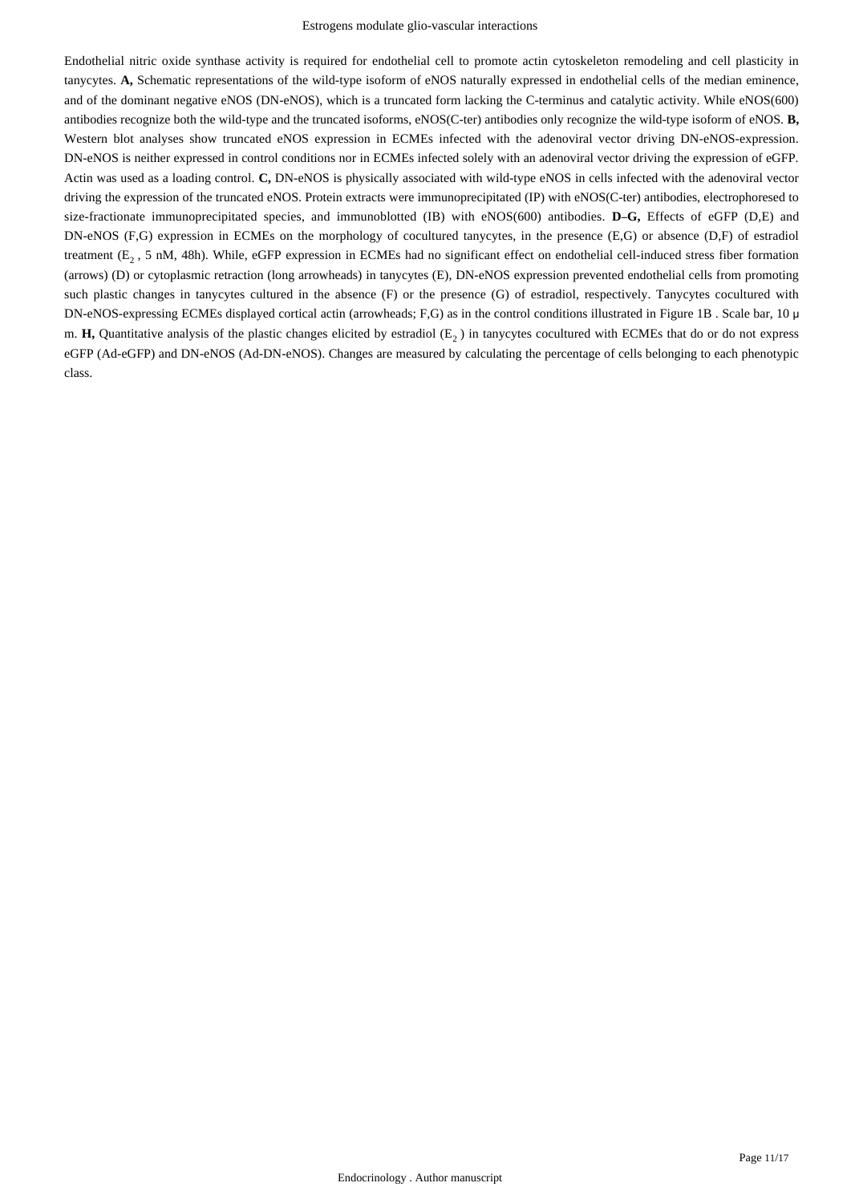Endothelial nitric oxide synthase activity is required for endothelial cell to promote actin cytoskeleton remodeling and cell plasticity in tanycytes. **A,** Schematic representations of the wild-type isoform of eNOS naturally expressed in endothelial cells of the median eminence, and of the dominant negative eNOS (DN-eNOS), which is a truncated form lacking the C-terminus and catalytic activity. While eNOS(600) antibodies recognize both the wild-type and the truncated isoforms, eNOS(C-ter) antibodies only recognize the wild-type isoform of eNOS. **B,** Western blot analyses show truncated eNOS expression in ECMEs infected with the adenoviral vector driving DN-eNOS-expression. DN-eNOS is neither expressed in control conditions nor in ECMEs infected solely with an adenoviral vector driving the expression of eGFP. Actin was used as a loading control. **C,** DN-eNOS is physically associated with wild-type eNOS in cells infected with the adenoviral vector driving the expression of the truncated eNOS. Protein extracts were immunoprecipitated (IP) with eNOS(C-ter) antibodies, electrophoresed to size-fractionate immunoprecipitated species, and immunoblotted (IB) with eNOS(600) antibodies. **D–G,** Effects of eGFP (D,E) and DN-eNOS (F,G) expression in ECMEs on the morphology of cocultured tanycytes, in the presence (E,G) or absence (D,F) of estradiol treatment ($E_2$, 5 nM, 48h). While, eGFP expression in ECMEs had no significant effect on endothelial cell-induced stress fiber formation (arrows) (D) or cytoplasmic retraction (long arrowheads) in tanycytes (E), DN-eNOS expression prevented endothelial cells from promoting such plastic changes in tanycytes cultured in the absence (F) or the presence (G) of estradiol, respectively. Tanycytes cocultured with DN-eNOS-expressing ECMEs displayed cortical actin (arrowheads; F,G) as in the control conditions illustrated in Figure 1B . Scale bar, 10 μm. **H,** Quantitative analysis of the plastic changes elicited by estradiol ($E_2$) in tanycytes cocultured with ECMEs that do or do not express eGFP (Ad-eGFP) and DN-eNOS (Ad-DN-eNOS). Changes are measured by calculating the percentage of cells belonging to each phenotypic class.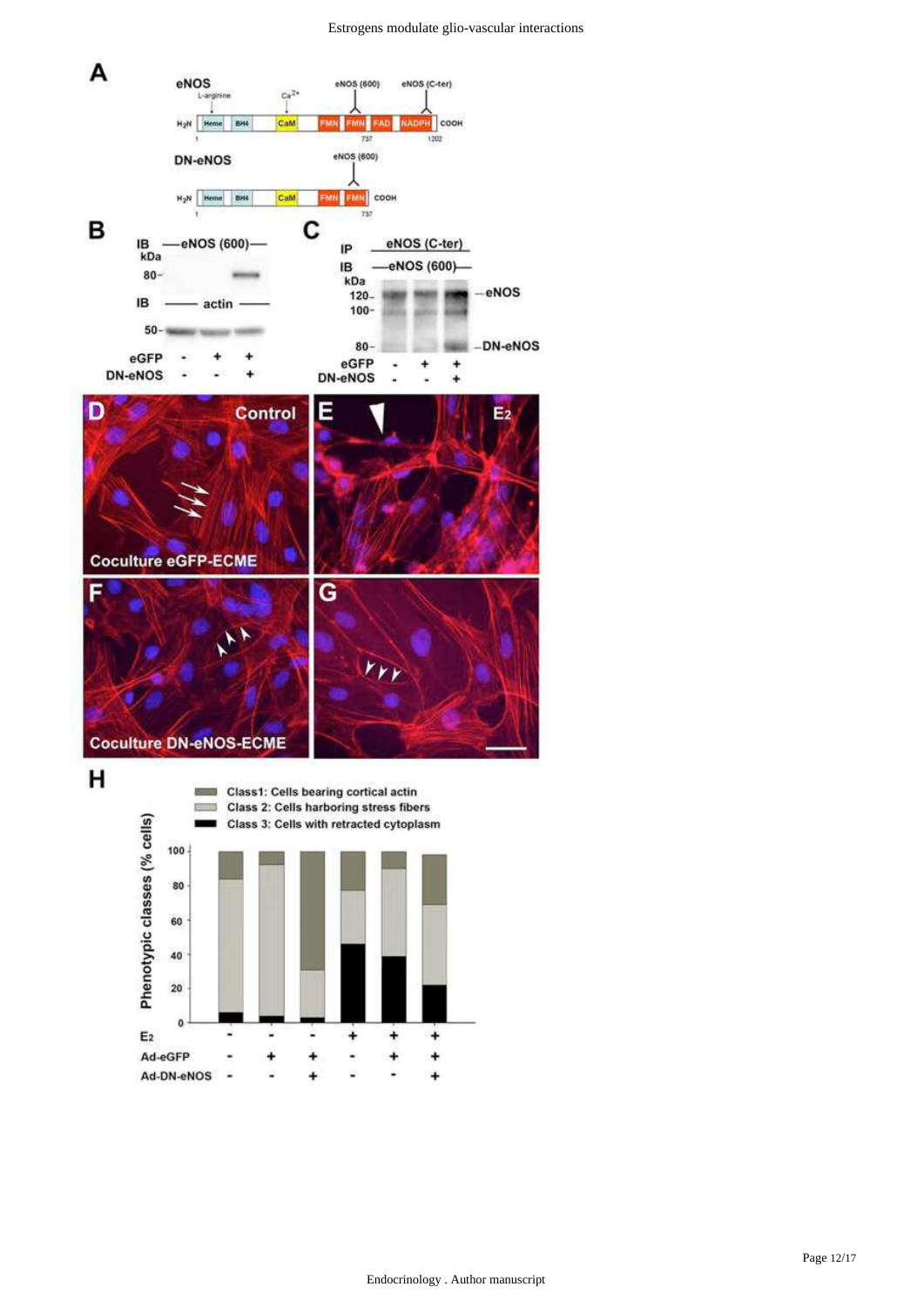**A**

eNOS

L-arginine  Ca[2+]  eNOS (600)  eNOS (C-ter)

H2N | Heme | BH4 | CaM | FMN | FMN | FAD | NADPH | COOH

1  737  1202

DN-eNOS

eNOS (600)

H2N | Heme | BH4 | CaM | FMN | FMN | COOH

1  737

**B**

IB — eNOS (600) —

kDa

80 –

IB — actin —

50 –

eGFP  -  +  +

DN-eNOS  -  -  +

**C**

IP  eNOS (C-ter)

IB  — eNOS (600) —

kDa

120 –  — eNOS

100 –

80 –  — DN-eNOS

eGFP  -  +  +

DN-eNOS  -  -  +

**D** Control

Coculture eGFP-ECME

**E** $E_2$

**F**

Coculture DN-eNOS-ECME

**G**

**H**

Class1: Cells bearing cortical actin

Class 2: Cells harboring stress fibers

Class 3: Cells with retracted cytoplasm

Phenotypic classes (% cells)

100, 80, 60, 40, 20, 0

| $E_2$ | - | - | - | + | + | + |
|---|---|---|---|---|---|---|
| Ad-eGFP | - | + | + | - | + | + |
| Ad-DN-eNOS | - | - | + | - | - | + |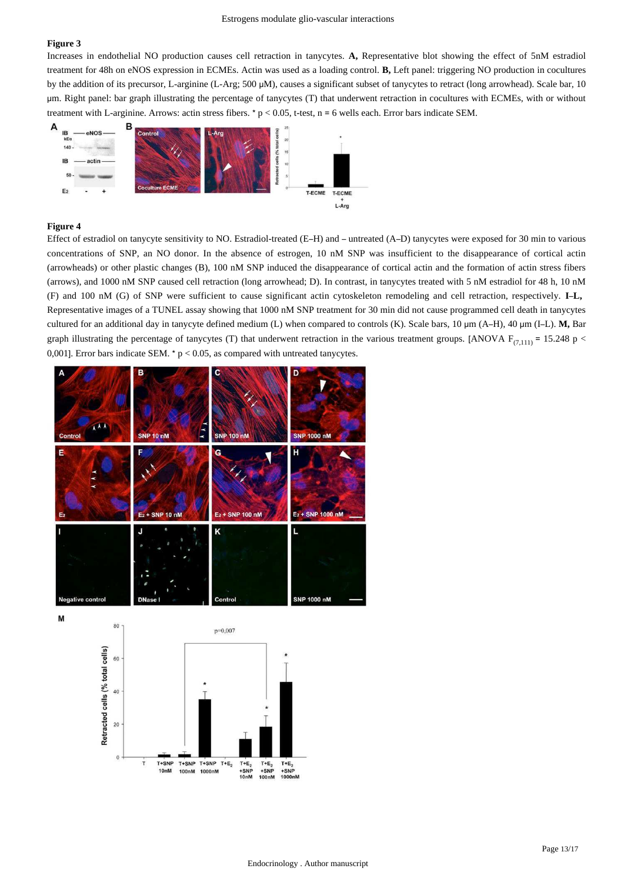## Figure 3

Increases in endothelial NO production causes cell retraction in tanycytes. **A,** Representative blot showing the effect of 5nM estradiol treatment for 48h on eNOS expression in ECMEs. Actin was used as a loading control. **B,** Left panel: triggering NO production in cocultures by the addition of its precursor, L-arginine (L-Arg; 500 μM), causes a significant subset of tanycytes to retract (long arrowhead). Scale bar, 10 μm. Right panel: bar graph illustrating the percentage of tanycytes (T) that underwent retraction in cocultures with ECMEs, with or without treatment with L-arginine. Arrows: actin stress fibers. * $p < 0.05$, t-test, n = 6 wells each. Error bars indicate SEM.

## Figure 4

Effect of estradiol on tanycyte sensitivity to NO. Estradiol-treated (E–H) and – untreated (A–D) tanycytes were exposed for 30 min to various concentrations of SNP, an NO donor. In the absence of estrogen, 10 nM SNP was insufficient to the disappearance of cortical actin (arrowheads) or other plastic changes (B), 100 nM SNP induced the disappearance of cortical actin and the formation of actin stress fibers (arrows), and 1000 nM SNP caused cell retraction (long arrowhead; D). In contrast, in tanycytes treated with 5 nM estradiol for 48 h, 10 nM (F) and 100 nM (G) of SNP were sufficient to cause significant actin cytoskeleton remodeling and cell retraction, respectively. **I–L,** Representative images of a TUNEL assay showing that 1000 nM SNP treatment for 30 min did not cause programmed cell death in tanycytes cultured for an additional day in tanycyte defined medium (L) when compared to controls (K). Scale bars, 10 μm (A–H), 40 μm (I–L). **M,** Bar graph illustrating the percentage of tanycytes (T) that underwent retraction in the various treatment groups. [ANOVA $F_{(7,111)} = 15.248$ $p < 0{,}001$]. Error bars indicate SEM. * $p < 0.05$, as compared with untreated tanycytes.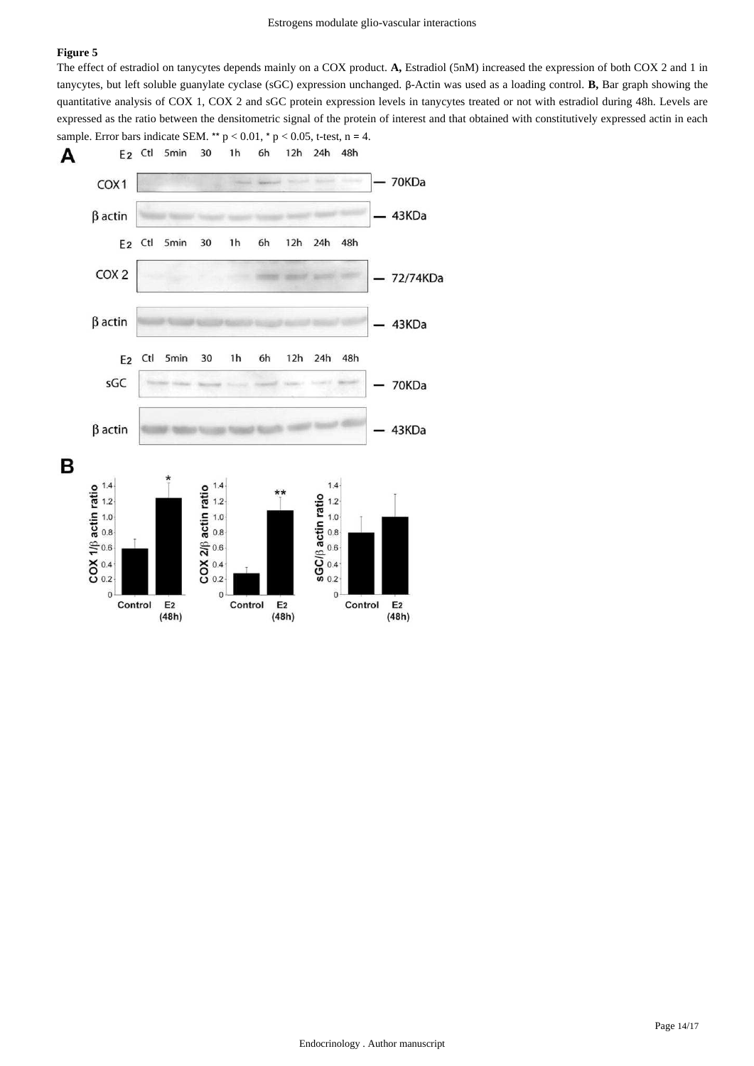**Figure 5**

The effect of estradiol on tanycytes depends mainly on a COX product. **A,** Estradiol (5nM) increased the expression of both COX 2 and 1 in tanycytes, but left soluble guanylate cyclase (sGC) expression unchanged. β-Actin was used as a loading control. **B,** Bar graph showing the quantitative analysis of COX 1, COX 2 and sGC protein expression levels in tanycytes treated or not with estradiol during 48h. Levels are expressed as the ratio between the densitometric signal of the protein of interest and that obtained with constitutively expressed actin in each sample. Error bars indicate SEM. ** $p < 0.01$, * $p < 0.05$, t-test, $n = 4$.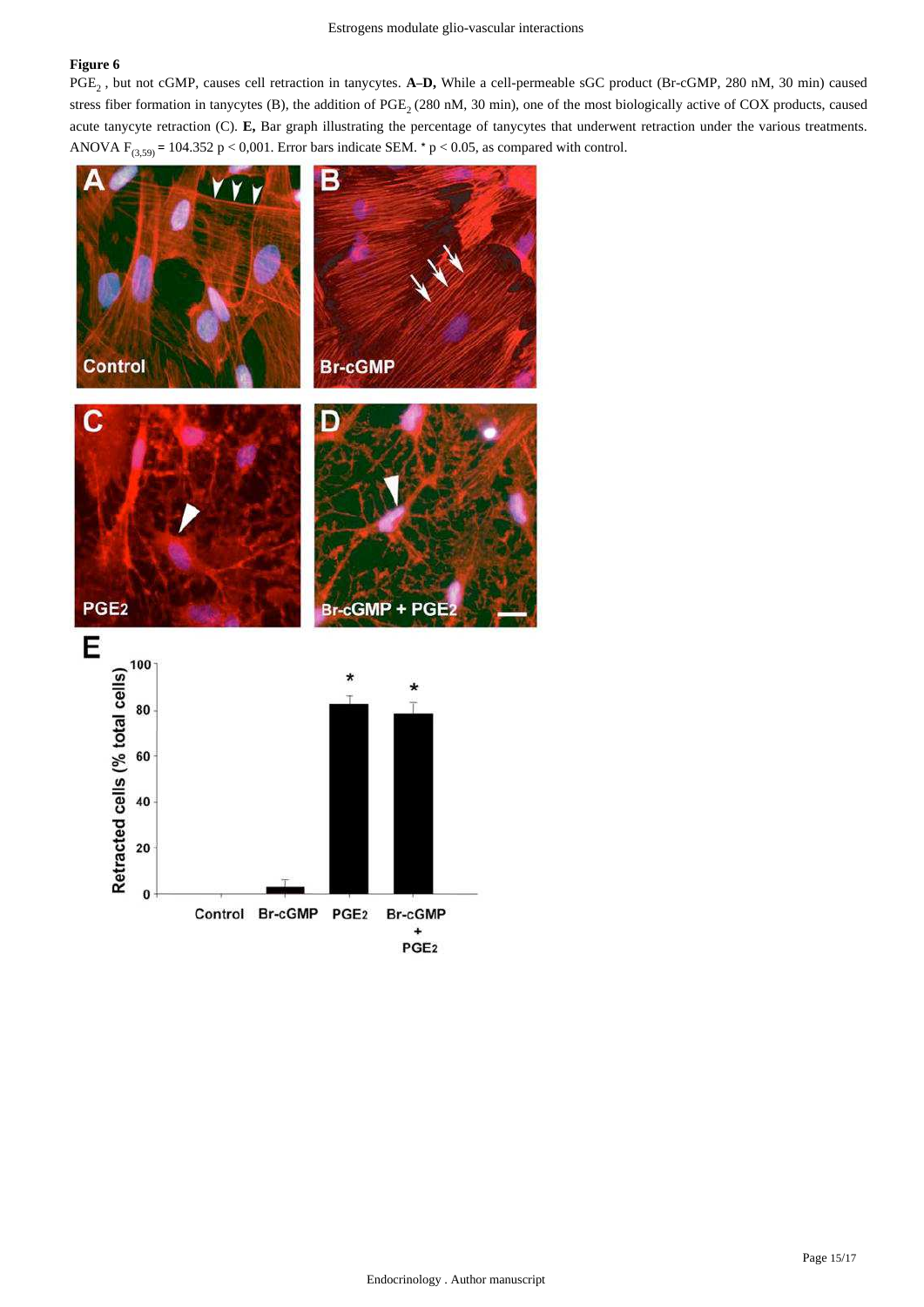**Figure 6**

$PGE_2$ , but not cGMP, causes cell retraction in tanycytes. **A–D,** While a cell-permeable sGC product (Br-cGMP, 280 nM, 30 min) caused stress fiber formation in tanycytes (B), the addition of $PGE_2$ (280 nM, 30 min), one of the most biologically active of COX products, caused acute tanycyte retraction (C). **E,** Bar graph illustrating the percentage of tanycytes that underwent retraction under the various treatments. ANOVA $F_{(3,59)} = 104.352$ $p < 0,001$. Error bars indicate SEM. * $p < 0.05$, as compared with control.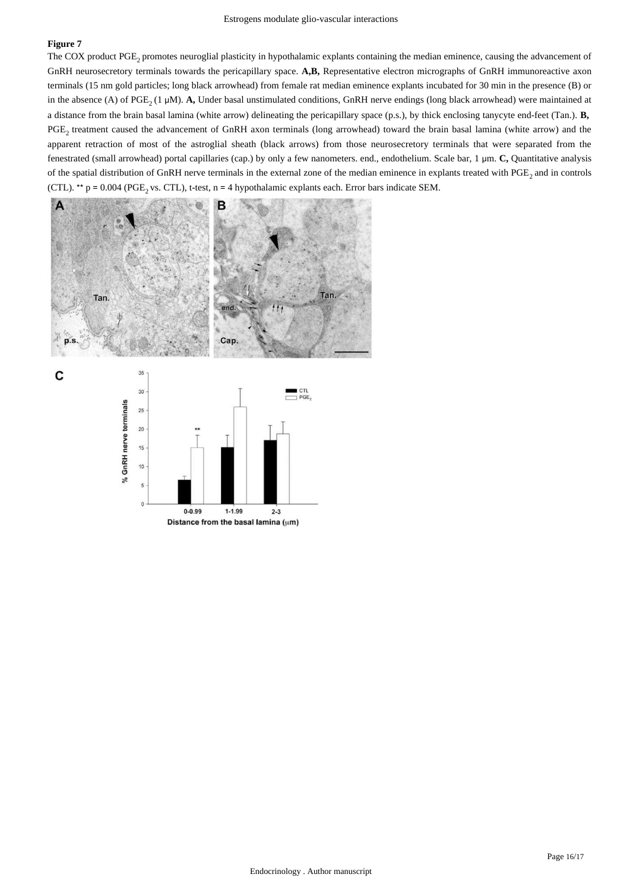**Figure 7**

The COX product $PGE_2$ promotes neuroglial plasticity in hypothalamic explants containing the median eminence, causing the advancement of GnRH neurosecretory terminals towards the pericapillary space. **A,B,** Representative electron micrographs of GnRH immunoreactive axon terminals (15 nm gold particles; long black arrowhead) from female rat median eminence explants incubated for 30 min in the presence (B) or in the absence (A) of $PGE_2$ (1 μM). **A,** Under basal unstimulated conditions, GnRH nerve endings (long black arrowhead) were maintained at a distance from the brain basal lamina (white arrow) delineating the pericapillary space (p.s.), by thick enclosing tanycyte end-feet (Tan.). **B,** $PGE_2$ treatment caused the advancement of GnRH axon terminals (long arrowhead) toward the brain basal lamina (white arrow) and the apparent retraction of most of the astroglial sheath (black arrows) from those neurosecretory terminals that were separated from the fenestrated (small arrowhead) portal capillaries (cap.) by only a few nanometers. end., endothelium. Scale bar, 1 μm. **C,** Quantitative analysis of the spatial distribution of GnRH nerve terminals in the external zone of the median eminence in explants treated with $PGE_2$ and in controls (CTL). ** $p = 0.004$ ($PGE_2$ vs. CTL), t-test, n = 4 hypothalamic explants each. Error bars indicate SEM.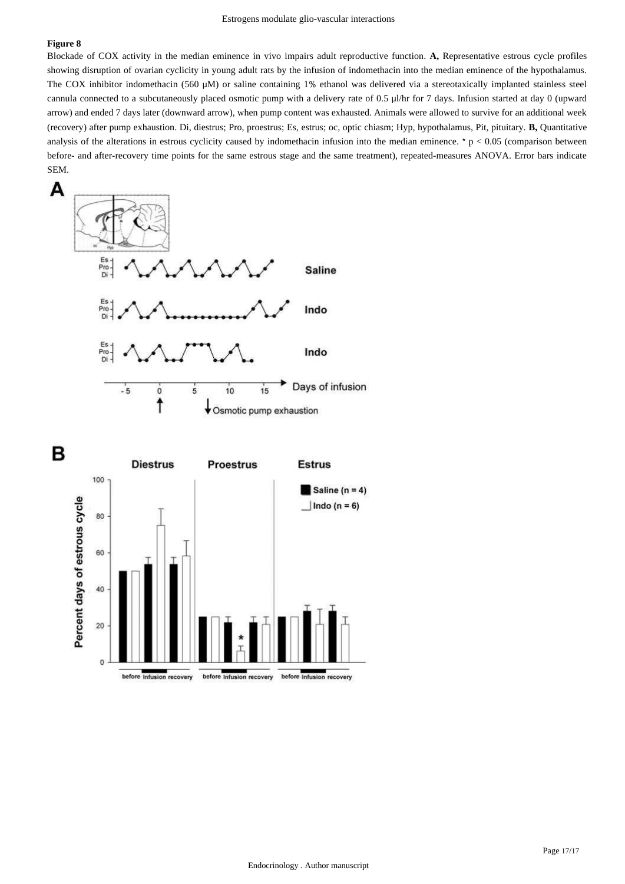**Figure 8**

Blockade of COX activity in the median eminence in vivo impairs adult reproductive function. **A,** Representative estrous cycle profiles showing disruption of ovarian cyclicity in young adult rats by the infusion of indomethacin into the median eminence of the hypothalamus. The COX inhibitor indomethacin (560 μM) or saline containing 1% ethanol was delivered via a stereotaxically implanted stainless steel cannula connected to a subcutaneously placed osmotic pump with a delivery rate of 0.5 μl/hr for 7 days. Infusion started at day 0 (upward arrow) and ended 7 days later (downward arrow), when pump content was exhausted. Animals were allowed to survive for an additional week (recovery) after pump exhaustion. Di, diestrus; Pro, proestrus; Es, estrus; oc, optic chiasm; Hyp, hypothalamus, Pit, pituitary. **B,** Quantitative analysis of the alterations in estrous cyclicity caused by indomethacin infusion into the median eminence. * $p < 0.05$ (comparison between before- and after-recovery time points for the same estrous stage and the same treatment), repeated-measures ANOVA. Error bars indicate SEM.

A

Es
Pro
Di

Saline

Indo

Indo

-5 0 5 10 15

Days of infusion

Osmotic pump exhaustion

B

Diestrus Proestrus Estrus

Saline (n = 4)

Indo (n = 6)

Percent days of estrous cycle

0 20 40 60 80 100

before Infusion recovery before Infusion recovery before Infusion recovery